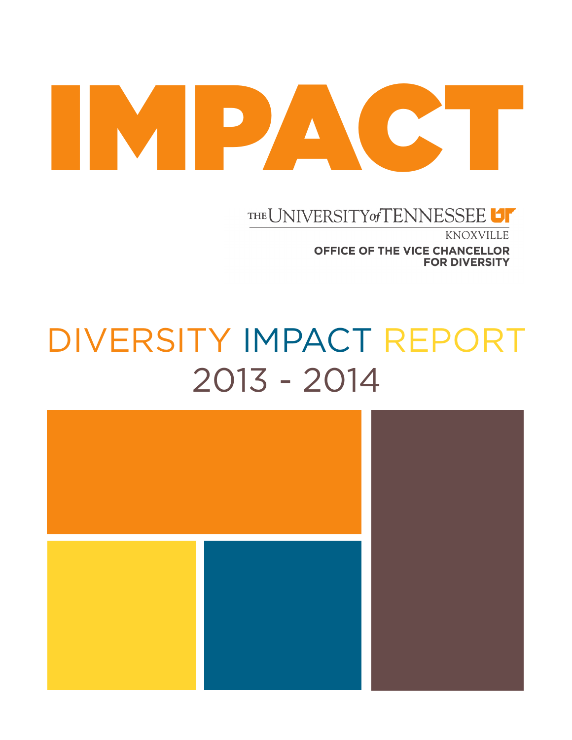# IMPACT

THE UNIVERSITY of TENNESSEE

KNOXVILLE

**OFFICE OF THE VICE CHANCELLOR FOR DIVERSITY**

## DIVERSITY IMPACT REPORT
## 2013 - 2014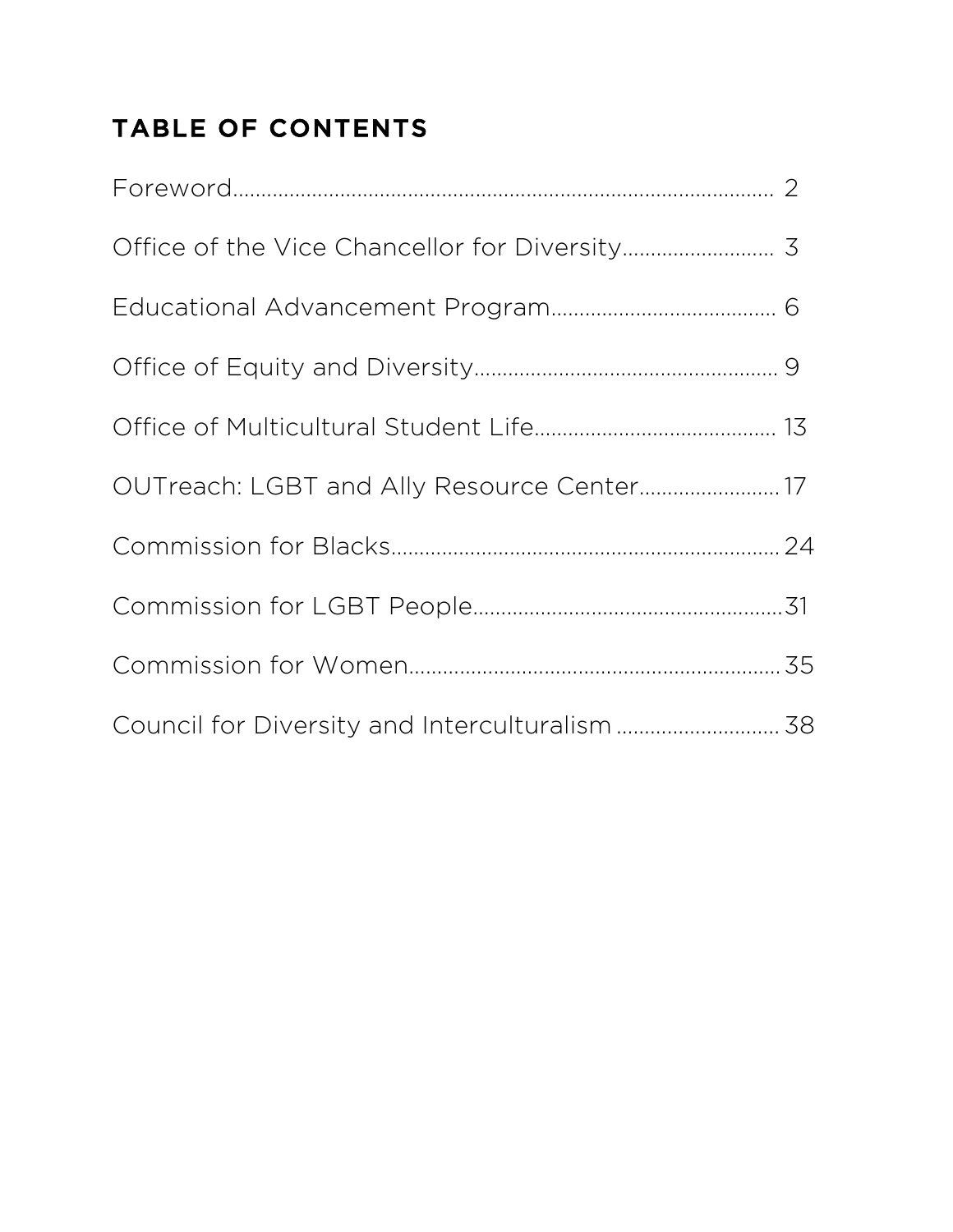## TABLE OF CONTENTS

Foreword.......................................................................................... 2

Office of the Vice Chancellor for Diversity.......................... 3

Educational Advancement Program....................................... 6

Office of Equity and Diversity..................................................... 9

Office of Multicultural Student Life.......................................... 13

OUTreach: LGBT and Ally Resource Center......................... 17

Commission for Blacks.................................................................... 24

Commission for LGBT People.......................................................31

Commission for Women................................................................. 35

Council for Diversity and Interculturalism ............................ 38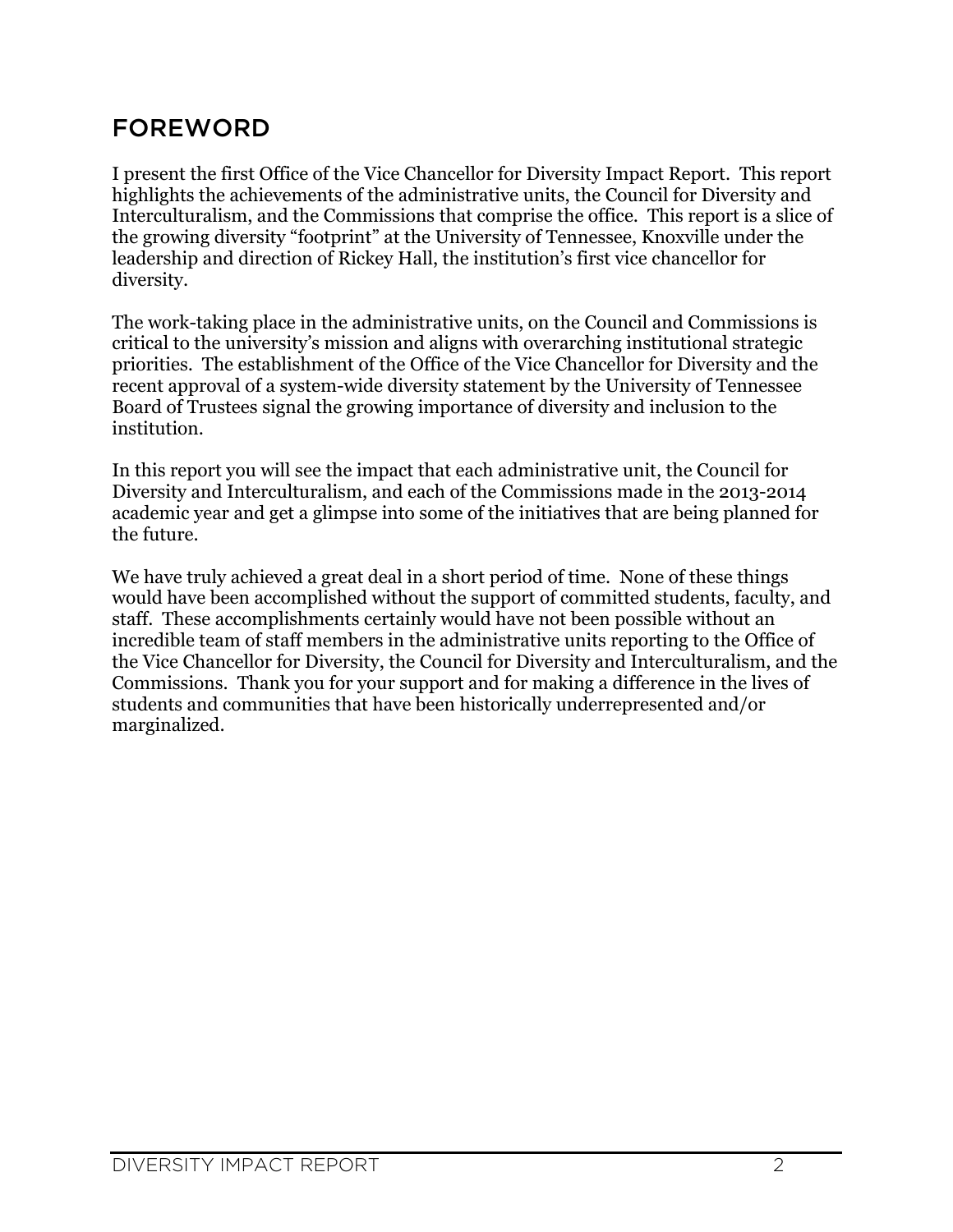# FOREWORD

I present the first Office of the Vice Chancellor for Diversity Impact Report. This report highlights the achievements of the administrative units, the Council for Diversity and Interculturalism, and the Commissions that comprise the office. This report is a slice of the growing diversity "footprint" at the University of Tennessee, Knoxville under the leadership and direction of Rickey Hall, the institution's first vice chancellor for diversity.

The work-taking place in the administrative units, on the Council and Commissions is critical to the university's mission and aligns with overarching institutional strategic priorities. The establishment of the Office of the Vice Chancellor for Diversity and the recent approval of a system-wide diversity statement by the University of Tennessee Board of Trustees signal the growing importance of diversity and inclusion to the institution.

In this report you will see the impact that each administrative unit, the Council for Diversity and Interculturalism, and each of the Commissions made in the 2013-2014 academic year and get a glimpse into some of the initiatives that are being planned for the future.

We have truly achieved a great deal in a short period of time. None of these things would have been accomplished without the support of committed students, faculty, and staff. These accomplishments certainly would have not been possible without an incredible team of staff members in the administrative units reporting to the Office of the Vice Chancellor for Diversity, the Council for Diversity and Interculturalism, and the Commissions. Thank you for your support and for making a difference in the lives of students and communities that have been historically underrepresented and/or marginalized.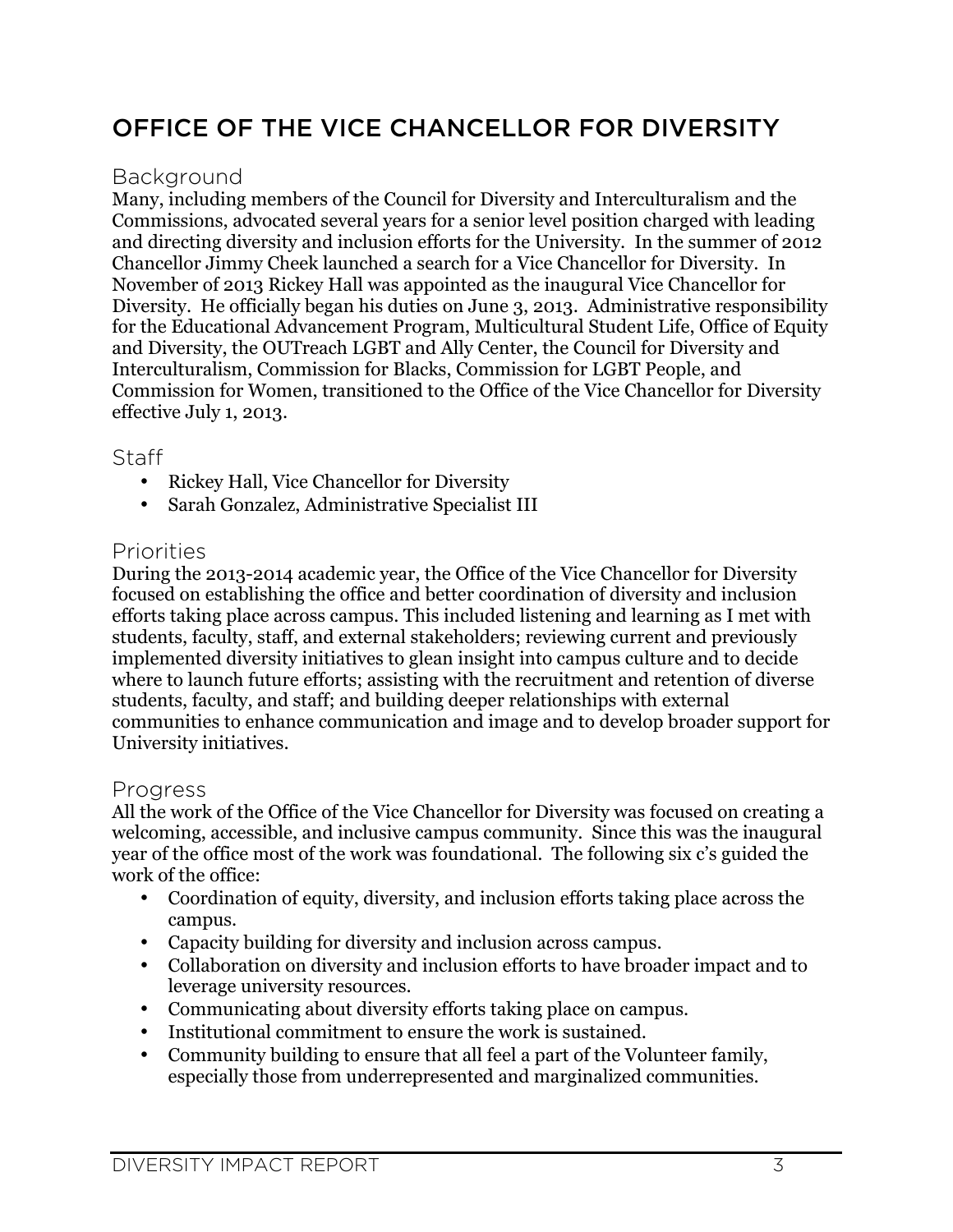# OFFICE OF THE VICE CHANCELLOR FOR DIVERSITY

## Background

Many, including members of the Council for Diversity and Interculturalism and the Commissions, advocated several years for a senior level position charged with leading and directing diversity and inclusion efforts for the University. In the summer of 2012 Chancellor Jimmy Cheek launched a search for a Vice Chancellor for Diversity. In November of 2013 Rickey Hall was appointed as the inaugural Vice Chancellor for Diversity. He officially began his duties on June 3, 2013. Administrative responsibility for the Educational Advancement Program, Multicultural Student Life, Office of Equity and Diversity, the OUTreach LGBT and Ally Center, the Council for Diversity and Interculturalism, Commission for Blacks, Commission for LGBT People, and Commission for Women, transitioned to the Office of the Vice Chancellor for Diversity effective July 1, 2013.

## Staff

- Rickey Hall, Vice Chancellor for Diversity
- Sarah Gonzalez, Administrative Specialist III

## Priorities

During the 2013-2014 academic year, the Office of the Vice Chancellor for Diversity focused on establishing the office and better coordination of diversity and inclusion efforts taking place across campus. This included listening and learning as I met with students, faculty, staff, and external stakeholders; reviewing current and previously implemented diversity initiatives to glean insight into campus culture and to decide where to launch future efforts; assisting with the recruitment and retention of diverse students, faculty, and staff; and building deeper relationships with external communities to enhance communication and image and to develop broader support for University initiatives.

## Progress

All the work of the Office of the Vice Chancellor for Diversity was focused on creating a welcoming, accessible, and inclusive campus community. Since this was the inaugural year of the office most of the work was foundational. The following six c's guided the work of the office:

- Coordination of equity, diversity, and inclusion efforts taking place across the campus.
- Capacity building for diversity and inclusion across campus.
- Collaboration on diversity and inclusion efforts to have broader impact and to leverage university resources.
- Communicating about diversity efforts taking place on campus.
- Institutional commitment to ensure the work is sustained.
- Community building to ensure that all feel a part of the Volunteer family, especially those from underrepresented and marginalized communities.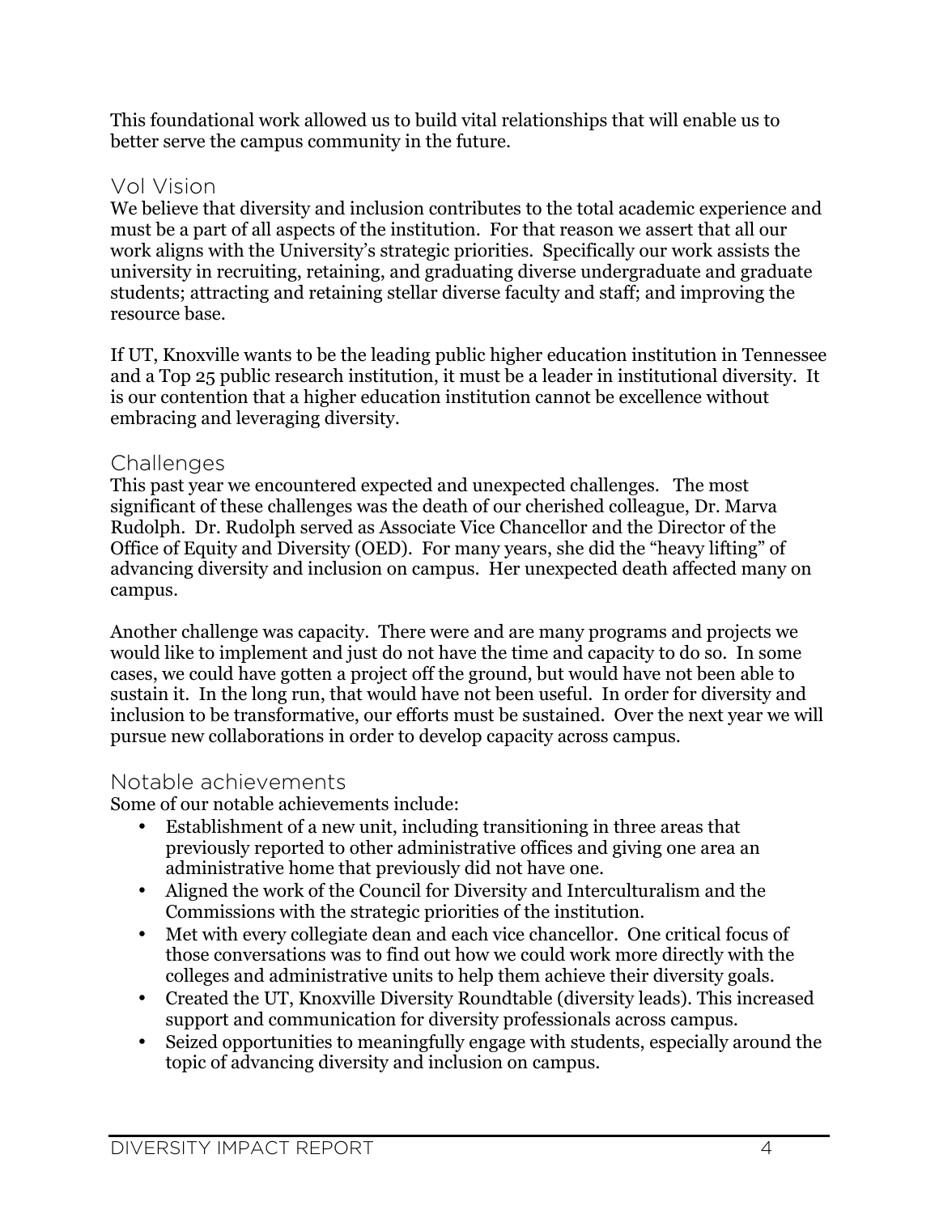This foundational work allowed us to build vital relationships that will enable us to better serve the campus community in the future.

## Vol Vision

We believe that diversity and inclusion contributes to the total academic experience and must be a part of all aspects of the institution. For that reason we assert that all our work aligns with the University's strategic priorities. Specifically our work assists the university in recruiting, retaining, and graduating diverse undergraduate and graduate students; attracting and retaining stellar diverse faculty and staff; and improving the resource base.

If UT, Knoxville wants to be the leading public higher education institution in Tennessee and a Top 25 public research institution, it must be a leader in institutional diversity. It is our contention that a higher education institution cannot be excellence without embracing and leveraging diversity.

## Challenges

This past year we encountered expected and unexpected challenges. The most significant of these challenges was the death of our cherished colleague, Dr. Marva Rudolph. Dr. Rudolph served as Associate Vice Chancellor and the Director of the Office of Equity and Diversity (OED). For many years, she did the "heavy lifting" of advancing diversity and inclusion on campus. Her unexpected death affected many on campus.

Another challenge was capacity. There were and are many programs and projects we would like to implement and just do not have the time and capacity to do so. In some cases, we could have gotten a project off the ground, but would have not been able to sustain it. In the long run, that would have not been useful. In order for diversity and inclusion to be transformative, our efforts must be sustained. Over the next year we will pursue new collaborations in order to develop capacity across campus.

## Notable achievements

Some of our notable achievements include:

- Establishment of a new unit, including transitioning in three areas that previously reported to other administrative offices and giving one area an administrative home that previously did not have one.
- Aligned the work of the Council for Diversity and Interculturalism and the Commissions with the strategic priorities of the institution.
- Met with every collegiate dean and each vice chancellor. One critical focus of those conversations was to find out how we could work more directly with the colleges and administrative units to help them achieve their diversity goals.
- Created the UT, Knoxville Diversity Roundtable (diversity leads). This increased support and communication for diversity professionals across campus.
- Seized opportunities to meaningfully engage with students, especially around the topic of advancing diversity and inclusion on campus.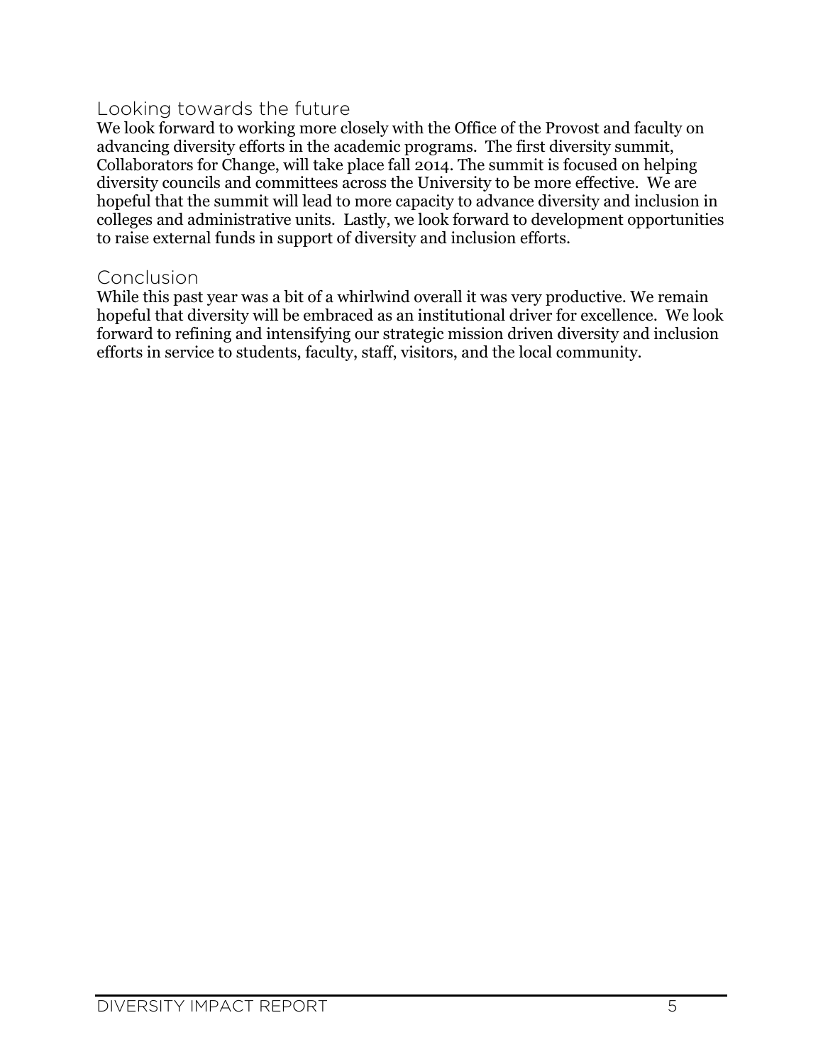## Looking towards the future

We look forward to working more closely with the Office of the Provost and faculty on advancing diversity efforts in the academic programs. The first diversity summit, Collaborators for Change, will take place fall 2014. The summit is focused on helping diversity councils and committees across the University to be more effective. We are hopeful that the summit will lead to more capacity to advance diversity and inclusion in colleges and administrative units. Lastly, we look forward to development opportunities to raise external funds in support of diversity and inclusion efforts.

## Conclusion

While this past year was a bit of a whirlwind overall it was very productive. We remain hopeful that diversity will be embraced as an institutional driver for excellence. We look forward to refining and intensifying our strategic mission driven diversity and inclusion efforts in service to students, faculty, staff, visitors, and the local community.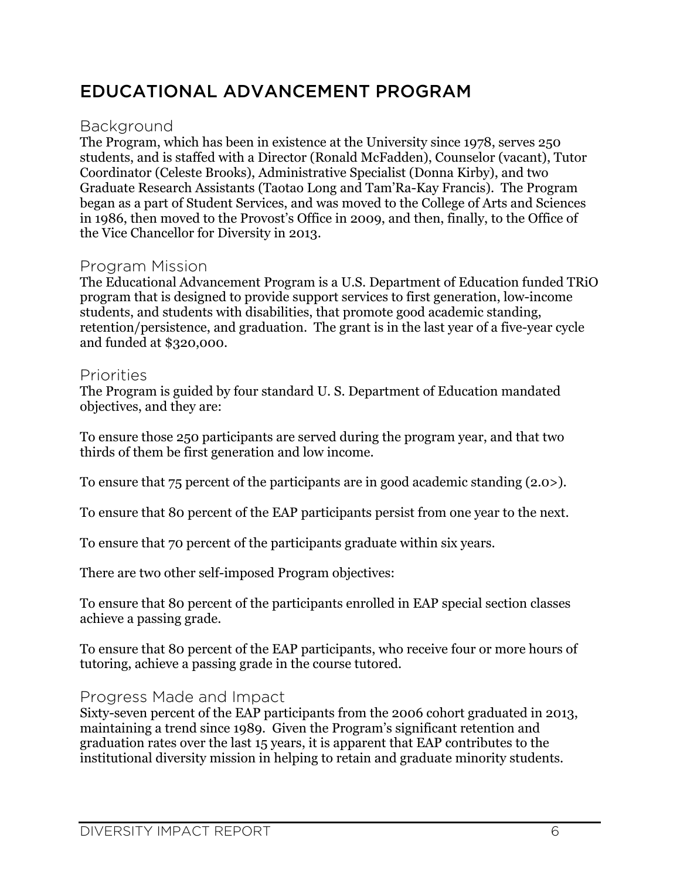# EDUCATIONAL ADVANCEMENT PROGRAM

## Background

The Program, which has been in existence at the University since 1978, serves 250 students, and is staffed with a Director (Ronald McFadden), Counselor (vacant), Tutor Coordinator (Celeste Brooks), Administrative Specialist (Donna Kirby), and two Graduate Research Assistants (Taotao Long and Tam'Ra-Kay Francis). The Program began as a part of Student Services, and was moved to the College of Arts and Sciences in 1986, then moved to the Provost's Office in 2009, and then, finally, to the Office of the Vice Chancellor for Diversity in 2013.

## Program Mission

The Educational Advancement Program is a U.S. Department of Education funded TRiO program that is designed to provide support services to first generation, low-income students, and students with disabilities, that promote good academic standing, retention/persistence, and graduation. The grant is in the last year of a five-year cycle and funded at $320,000.

## Priorities

The Program is guided by four standard U. S. Department of Education mandated objectives, and they are:

To ensure those 250 participants are served during the program year, and that two thirds of them be first generation and low income.

To ensure that 75 percent of the participants are in good academic standing (2.0>).

To ensure that 80 percent of the EAP participants persist from one year to the next.

To ensure that 70 percent of the participants graduate within six years.

There are two other self-imposed Program objectives:

To ensure that 80 percent of the participants enrolled in EAP special section classes achieve a passing grade.

To ensure that 80 percent of the EAP participants, who receive four or more hours of tutoring, achieve a passing grade in the course tutored.

## Progress Made and Impact

Sixty-seven percent of the EAP participants from the 2006 cohort graduated in 2013, maintaining a trend since 1989. Given the Program's significant retention and graduation rates over the last 15 years, it is apparent that EAP contributes to the institutional diversity mission in helping to retain and graduate minority students.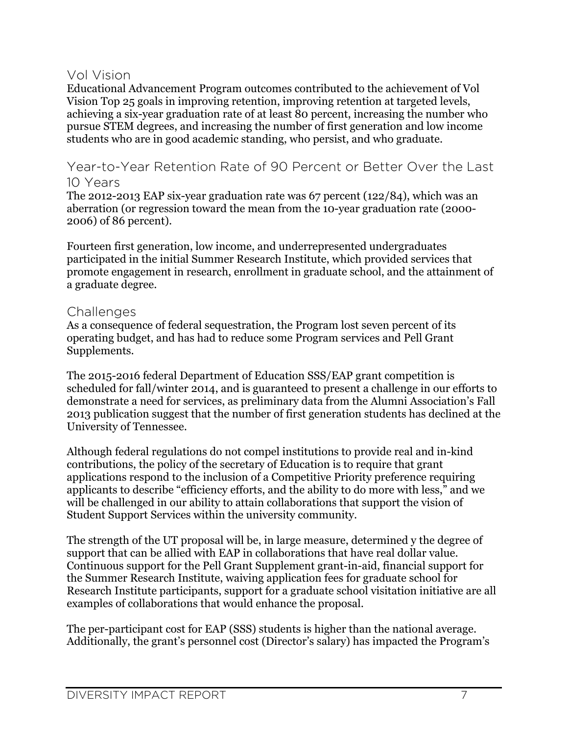## Vol Vision

Educational Advancement Program outcomes contributed to the achievement of Vol Vision Top 25 goals in improving retention, improving retention at targeted levels, achieving a six-year graduation rate of at least 80 percent, increasing the number who pursue STEM degrees, and increasing the number of first generation and low income students who are in good academic standing, who persist, and who graduate.

## Year-to-Year Retention Rate of 90 Percent or Better Over the Last 10 Years

The 2012-2013 EAP six-year graduation rate was 67 percent (122/84), which was an aberration (or regression toward the mean from the 10-year graduation rate (2000-2006) of 86 percent).

Fourteen first generation, low income, and underrepresented undergraduates participated in the initial Summer Research Institute, which provided services that promote engagement in research, enrollment in graduate school, and the attainment of a graduate degree.

## Challenges

As a consequence of federal sequestration, the Program lost seven percent of its operating budget, and has had to reduce some Program services and Pell Grant Supplements.

The 2015-2016 federal Department of Education SSS/EAP grant competition is scheduled for fall/winter 2014, and is guaranteed to present a challenge in our efforts to demonstrate a need for services, as preliminary data from the Alumni Association's Fall 2013 publication suggest that the number of first generation students has declined at the University of Tennessee.

Although federal regulations do not compel institutions to provide real and in-kind contributions, the policy of the secretary of Education is to require that grant applications respond to the inclusion of a Competitive Priority preference requiring applicants to describe "efficiency efforts, and the ability to do more with less," and we will be challenged in our ability to attain collaborations that support the vision of Student Support Services within the university community.

The strength of the UT proposal will be, in large measure, determined y the degree of support that can be allied with EAP in collaborations that have real dollar value. Continuous support for the Pell Grant Supplement grant-in-aid, financial support for the Summer Research Institute, waiving application fees for graduate school for Research Institute participants, support for a graduate school visitation initiative are all examples of collaborations that would enhance the proposal.

The per-participant cost for EAP (SSS) students is higher than the national average. Additionally, the grant's personnel cost (Director's salary) has impacted the Program's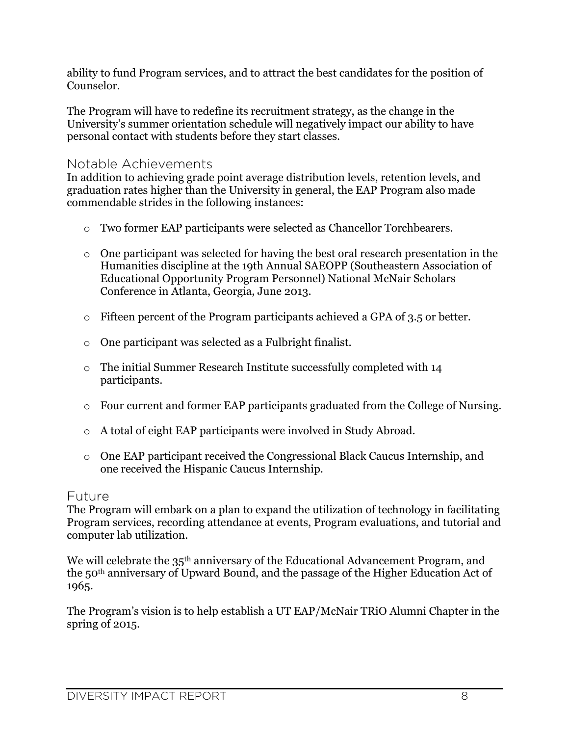ability to fund Program services, and to attract the best candidates for the position of Counselor.

The Program will have to redefine its recruitment strategy, as the change in the University's summer orientation schedule will negatively impact our ability to have personal contact with students before they start classes.

## Notable Achievements

In addition to achieving grade point average distribution levels, retention levels, and graduation rates higher than the University in general, the EAP Program also made commendable strides in the following instances:

- Two former EAP participants were selected as Chancellor Torchbearers.
- One participant was selected for having the best oral research presentation in the Humanities discipline at the 19th Annual SAEOPP (Southeastern Association of Educational Opportunity Program Personnel) National McNair Scholars Conference in Atlanta, Georgia, June 2013.
- Fifteen percent of the Program participants achieved a GPA of 3.5 or better.
- One participant was selected as a Fulbright finalist.
- The initial Summer Research Institute successfully completed with 14 participants.
- Four current and former EAP participants graduated from the College of Nursing.
- A total of eight EAP participants were involved in Study Abroad.
- One EAP participant received the Congressional Black Caucus Internship, and one received the Hispanic Caucus Internship.

## Future

The Program will embark on a plan to expand the utilization of technology in facilitating Program services, recording attendance at events, Program evaluations, and tutorial and computer lab utilization.

We will celebrate the 35th anniversary of the Educational Advancement Program, and the 50th anniversary of Upward Bound, and the passage of the Higher Education Act of 1965.

The Program's vision is to help establish a UT EAP/McNair TRiO Alumni Chapter in the spring of 2015.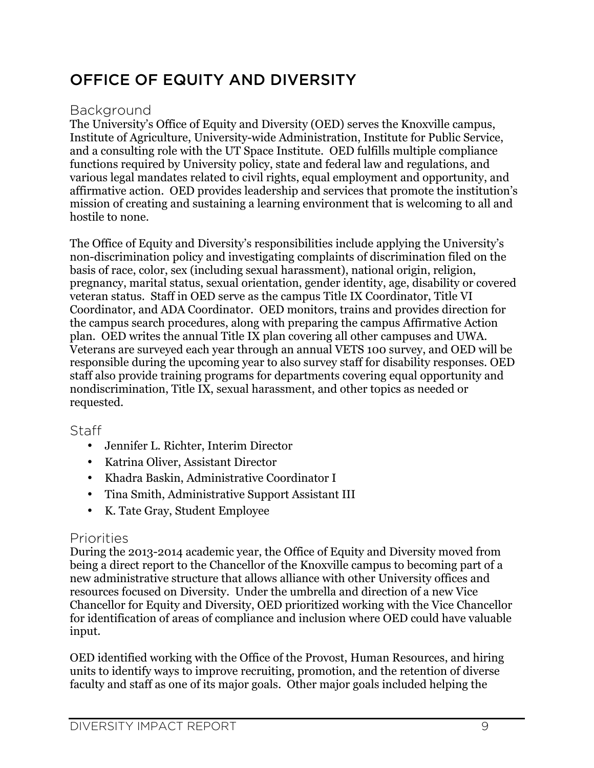# OFFICE OF EQUITY AND DIVERSITY

## Background

The University's Office of Equity and Diversity (OED) serves the Knoxville campus, Institute of Agriculture, University-wide Administration, Institute for Public Service, and a consulting role with the UT Space Institute. OED fulfills multiple compliance functions required by University policy, state and federal law and regulations, and various legal mandates related to civil rights, equal employment and opportunity, and affirmative action. OED provides leadership and services that promote the institution's mission of creating and sustaining a learning environment that is welcoming to all and hostile to none.

The Office of Equity and Diversity's responsibilities include applying the University's non-discrimination policy and investigating complaints of discrimination filed on the basis of race, color, sex (including sexual harassment), national origin, religion, pregnancy, marital status, sexual orientation, gender identity, age, disability or covered veteran status. Staff in OED serve as the campus Title IX Coordinator, Title VI Coordinator, and ADA Coordinator. OED monitors, trains and provides direction for the campus search procedures, along with preparing the campus Affirmative Action plan. OED writes the annual Title IX plan covering all other campuses and UWA. Veterans are surveyed each year through an annual VETS 100 survey, and OED will be responsible during the upcoming year to also survey staff for disability responses. OED staff also provide training programs for departments covering equal opportunity and nondiscrimination, Title IX, sexual harassment, and other topics as needed or requested.

## Staff

- Jennifer L. Richter, Interim Director
- Katrina Oliver, Assistant Director
- Khadra Baskin, Administrative Coordinator I
- Tina Smith, Administrative Support Assistant III
- K. Tate Gray, Student Employee

## Priorities

During the 2013-2014 academic year, the Office of Equity and Diversity moved from being a direct report to the Chancellor of the Knoxville campus to becoming part of a new administrative structure that allows alliance with other University offices and resources focused on Diversity. Under the umbrella and direction of a new Vice Chancellor for Equity and Diversity, OED prioritized working with the Vice Chancellor for identification of areas of compliance and inclusion where OED could have valuable input.

OED identified working with the Office of the Provost, Human Resources, and hiring units to identify ways to improve recruiting, promotion, and the retention of diverse faculty and staff as one of its major goals. Other major goals included helping the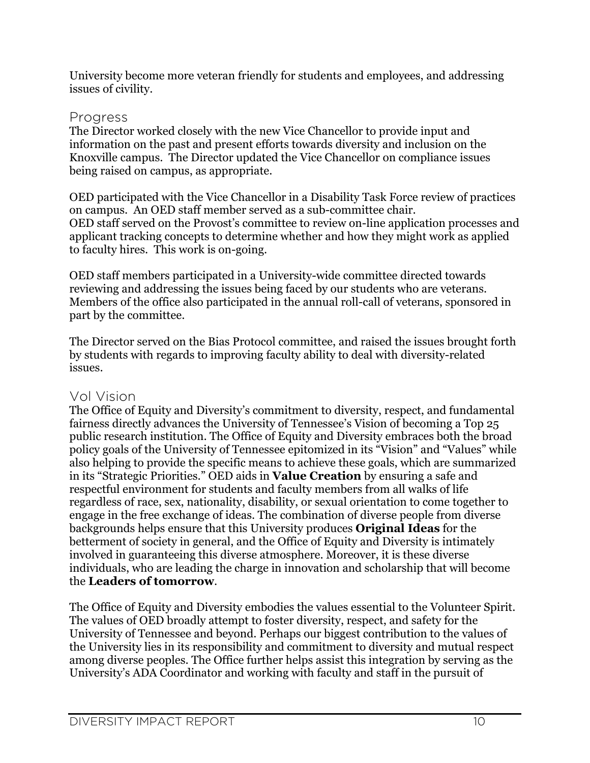University become more veteran friendly for students and employees, and addressing issues of civility.

## Progress

The Director worked closely with the new Vice Chancellor to provide input and information on the past and present efforts towards diversity and inclusion on the Knoxville campus. The Director updated the Vice Chancellor on compliance issues being raised on campus, as appropriate.

OED participated with the Vice Chancellor in a Disability Task Force review of practices on campus. An OED staff member served as a sub-committee chair.
OED staff served on the Provost's committee to review on-line application processes and applicant tracking concepts to determine whether and how they might work as applied to faculty hires. This work is on-going.

OED staff members participated in a University-wide committee directed towards reviewing and addressing the issues being faced by our students who are veterans. Members of the office also participated in the annual roll-call of veterans, sponsored in part by the committee.

The Director served on the Bias Protocol committee, and raised the issues brought forth by students with regards to improving faculty ability to deal with diversity-related issues.

## Vol Vision

The Office of Equity and Diversity's commitment to diversity, respect, and fundamental fairness directly advances the University of Tennessee's Vision of becoming a Top 25 public research institution. The Office of Equity and Diversity embraces both the broad policy goals of the University of Tennessee epitomized in its "Vision" and "Values" while also helping to provide the specific means to achieve these goals, which are summarized in its "Strategic Priorities." OED aids in **Value Creation** by ensuring a safe and respectful environment for students and faculty members from all walks of life regardless of race, sex, nationality, disability, or sexual orientation to come together to engage in the free exchange of ideas. The combination of diverse people from diverse backgrounds helps ensure that this University produces **Original Ideas** for the betterment of society in general, and the Office of Equity and Diversity is intimately involved in guaranteeing this diverse atmosphere. Moreover, it is these diverse individuals, who are leading the charge in innovation and scholarship that will become the **Leaders of tomorrow**.

The Office of Equity and Diversity embodies the values essential to the Volunteer Spirit. The values of OED broadly attempt to foster diversity, respect, and safety for the University of Tennessee and beyond. Perhaps our biggest contribution to the values of the University lies in its responsibility and commitment to diversity and mutual respect among diverse peoples. The Office further helps assist this integration by serving as the University's ADA Coordinator and working with faculty and staff in the pursuit of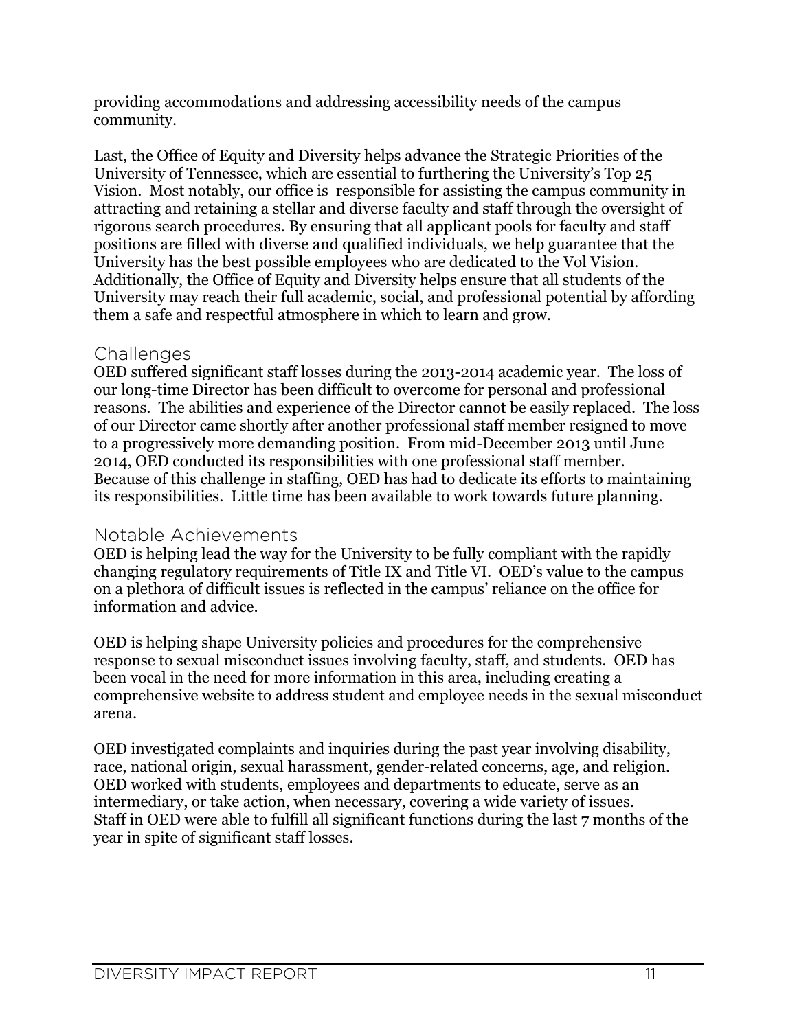providing accommodations and addressing accessibility needs of the campus community.

Last, the Office of Equity and Diversity helps advance the Strategic Priorities of the University of Tennessee, which are essential to furthering the University's Top 25 Vision. Most notably, our office is responsible for assisting the campus community in attracting and retaining a stellar and diverse faculty and staff through the oversight of rigorous search procedures. By ensuring that all applicant pools for faculty and staff positions are filled with diverse and qualified individuals, we help guarantee that the University has the best possible employees who are dedicated to the Vol Vision. Additionally, the Office of Equity and Diversity helps ensure that all students of the University may reach their full academic, social, and professional potential by affording them a safe and respectful atmosphere in which to learn and grow.

## Challenges

OED suffered significant staff losses during the 2013-2014 academic year. The loss of our long-time Director has been difficult to overcome for personal and professional reasons. The abilities and experience of the Director cannot be easily replaced. The loss of our Director came shortly after another professional staff member resigned to move to a progressively more demanding position. From mid-December 2013 until June 2014, OED conducted its responsibilities with one professional staff member. Because of this challenge in staffing, OED has had to dedicate its efforts to maintaining its responsibilities. Little time has been available to work towards future planning.

## Notable Achievements

OED is helping lead the way for the University to be fully compliant with the rapidly changing regulatory requirements of Title IX and Title VI. OED's value to the campus on a plethora of difficult issues is reflected in the campus' reliance on the office for information and advice.

OED is helping shape University policies and procedures for the comprehensive response to sexual misconduct issues involving faculty, staff, and students. OED has been vocal in the need for more information in this area, including creating a comprehensive website to address student and employee needs in the sexual misconduct arena.

OED investigated complaints and inquiries during the past year involving disability, race, national origin, sexual harassment, gender-related concerns, age, and religion. OED worked with students, employees and departments to educate, serve as an intermediary, or take action, when necessary, covering a wide variety of issues. Staff in OED were able to fulfill all significant functions during the last 7 months of the year in spite of significant staff losses.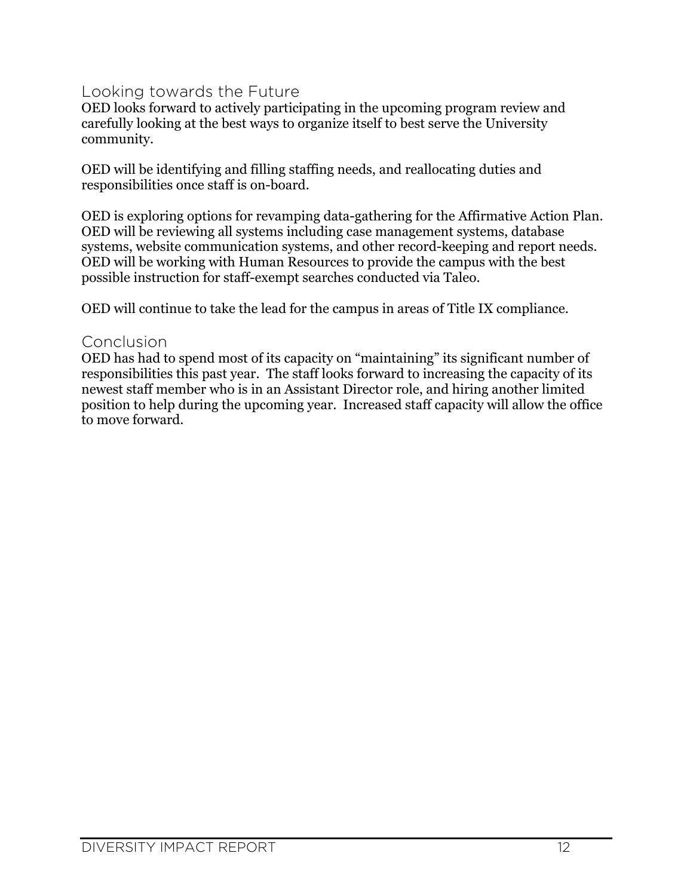## Looking towards the Future

OED looks forward to actively participating in the upcoming program review and carefully looking at the best ways to organize itself to best serve the University community.

OED will be identifying and filling staffing needs, and reallocating duties and responsibilities once staff is on-board.

OED is exploring options for revamping data-gathering for the Affirmative Action Plan. OED will be reviewing all systems including case management systems, database systems, website communication systems, and other record-keeping and report needs. OED will be working with Human Resources to provide the campus with the best possible instruction for staff-exempt searches conducted via Taleo.

OED will continue to take the lead for the campus in areas of Title IX compliance.

## Conclusion

OED has had to spend most of its capacity on "maintaining" its significant number of responsibilities this past year. The staff looks forward to increasing the capacity of its newest staff member who is in an Assistant Director role, and hiring another limited position to help during the upcoming year. Increased staff capacity will allow the office to move forward.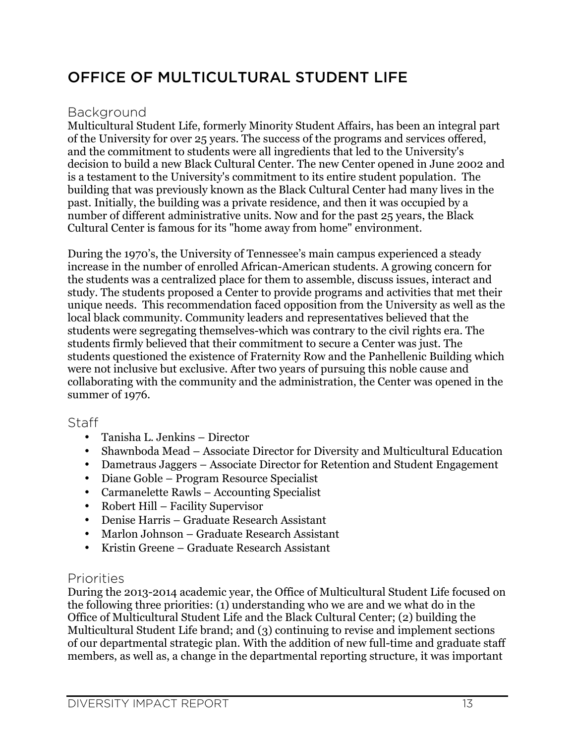# OFFICE OF MULTICULTURAL STUDENT LIFE

## Background

Multicultural Student Life, formerly Minority Student Affairs, has been an integral part of the University for over 25 years. The success of the programs and services offered, and the commitment to students were all ingredients that led to the University's decision to build a new Black Cultural Center. The new Center opened in June 2002 and is a testament to the University's commitment to its entire student population. The building that was previously known as the Black Cultural Center had many lives in the past. Initially, the building was a private residence, and then it was occupied by a number of different administrative units. Now and for the past 25 years, the Black Cultural Center is famous for its "home away from home" environment.

During the 1970's, the University of Tennessee's main campus experienced a steady increase in the number of enrolled African-American students. A growing concern for the students was a centralized place for them to assemble, discuss issues, interact and study. The students proposed a Center to provide programs and activities that met their unique needs. This recommendation faced opposition from the University as well as the local black community. Community leaders and representatives believed that the students were segregating themselves-which was contrary to the civil rights era. The students firmly believed that their commitment to secure a Center was just. The students questioned the existence of Fraternity Row and the Panhellenic Building which were not inclusive but exclusive. After two years of pursuing this noble cause and collaborating with the community and the administration, the Center was opened in the summer of 1976.

## Staff

- Tanisha L. Jenkins – Director
- Shawnboda Mead – Associate Director for Diversity and Multicultural Education
- Dametraus Jaggers – Associate Director for Retention and Student Engagement
- Diane Goble – Program Resource Specialist
- Carmanelette Rawls – Accounting Specialist
- Robert Hill – Facility Supervisor
- Denise Harris – Graduate Research Assistant
- Marlon Johnson – Graduate Research Assistant
- Kristin Greene – Graduate Research Assistant

## Priorities

During the 2013-2014 academic year, the Office of Multicultural Student Life focused on the following three priorities: (1) understanding who we are and we what do in the Office of Multicultural Student Life and the Black Cultural Center; (2) building the Multicultural Student Life brand; and (3) continuing to revise and implement sections of our departmental strategic plan. With the addition of new full-time and graduate staff members, as well as, a change in the departmental reporting structure, it was important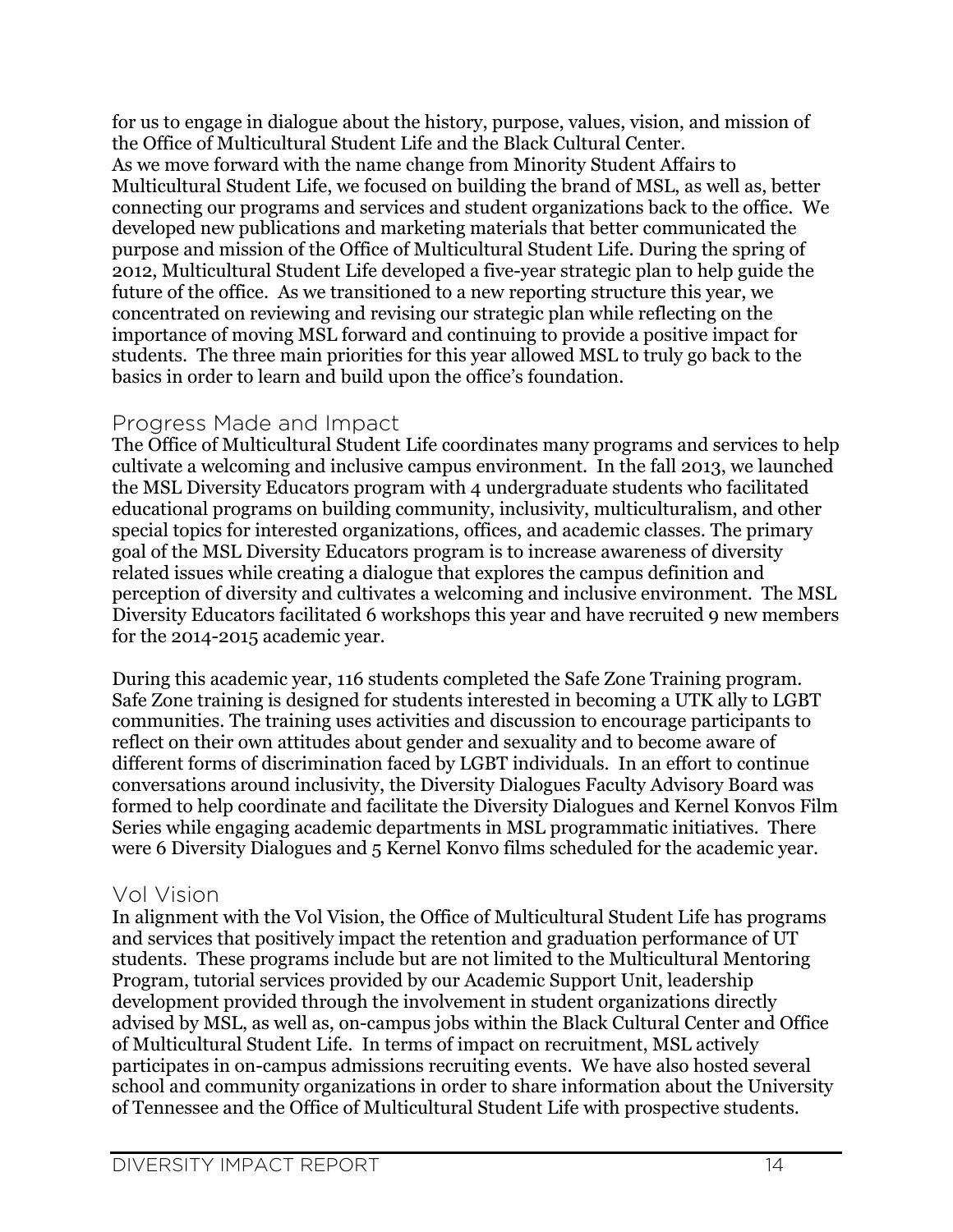for us to engage in dialogue about the history, purpose, values, vision, and mission of the Office of Multicultural Student Life and the Black Cultural Center.
As we move forward with the name change from Minority Student Affairs to Multicultural Student Life, we focused on building the brand of MSL, as well as, better connecting our programs and services and student organizations back to the office. We developed new publications and marketing materials that better communicated the purpose and mission of the Office of Multicultural Student Life. During the spring of 2012, Multicultural Student Life developed a five-year strategic plan to help guide the future of the office. As we transitioned to a new reporting structure this year, we concentrated on reviewing and revising our strategic plan while reflecting on the importance of moving MSL forward and continuing to provide a positive impact for students. The three main priorities for this year allowed MSL to truly go back to the basics in order to learn and build upon the office's foundation.

## Progress Made and Impact

The Office of Multicultural Student Life coordinates many programs and services to help cultivate a welcoming and inclusive campus environment. In the fall 2013, we launched the MSL Diversity Educators program with 4 undergraduate students who facilitated educational programs on building community, inclusivity, multiculturalism, and other special topics for interested organizations, offices, and academic classes. The primary goal of the MSL Diversity Educators program is to increase awareness of diversity related issues while creating a dialogue that explores the campus definition and perception of diversity and cultivates a welcoming and inclusive environment. The MSL Diversity Educators facilitated 6 workshops this year and have recruited 9 new members for the 2014-2015 academic year.

During this academic year, 116 students completed the Safe Zone Training program. Safe Zone training is designed for students interested in becoming a UTK ally to LGBT communities. The training uses activities and discussion to encourage participants to reflect on their own attitudes about gender and sexuality and to become aware of different forms of discrimination faced by LGBT individuals. In an effort to continue conversations around inclusivity, the Diversity Dialogues Faculty Advisory Board was formed to help coordinate and facilitate the Diversity Dialogues and Kernel Konvos Film Series while engaging academic departments in MSL programmatic initiatives. There were 6 Diversity Dialogues and 5 Kernel Konvo films scheduled for the academic year.

## Vol Vision

In alignment with the Vol Vision, the Office of Multicultural Student Life has programs and services that positively impact the retention and graduation performance of UT students. These programs include but are not limited to the Multicultural Mentoring Program, tutorial services provided by our Academic Support Unit, leadership development provided through the involvement in student organizations directly advised by MSL, as well as, on-campus jobs within the Black Cultural Center and Office of Multicultural Student Life. In terms of impact on recruitment, MSL actively participates in on-campus admissions recruiting events. We have also hosted several school and community organizations in order to share information about the University of Tennessee and the Office of Multicultural Student Life with prospective students.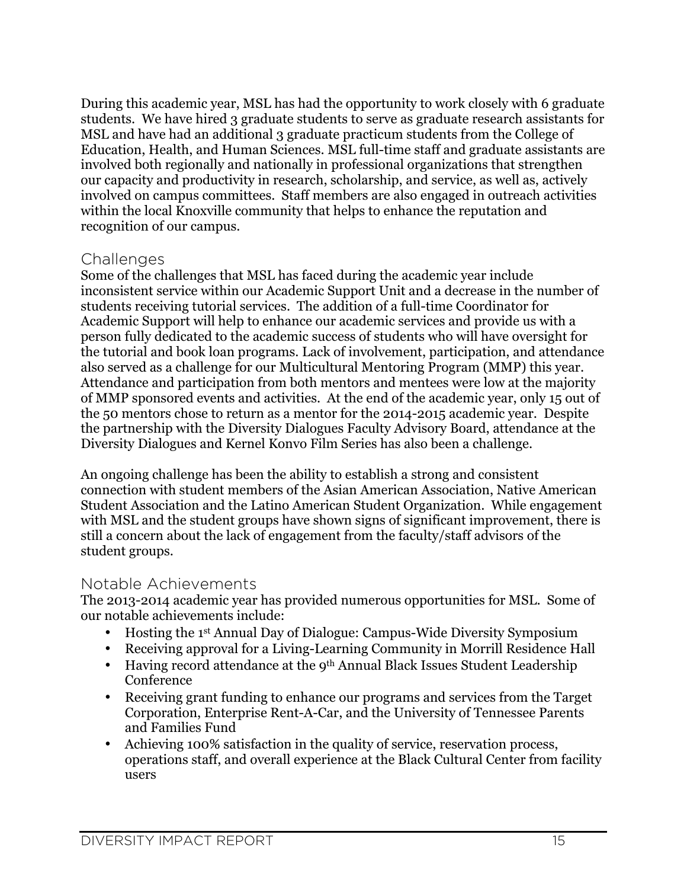During this academic year, MSL has had the opportunity to work closely with 6 graduate students. We have hired 3 graduate students to serve as graduate research assistants for MSL and have had an additional 3 graduate practicum students from the College of Education, Health, and Human Sciences. MSL full-time staff and graduate assistants are involved both regionally and nationally in professional organizations that strengthen our capacity and productivity in research, scholarship, and service, as well as, actively involved on campus committees. Staff members are also engaged in outreach activities within the local Knoxville community that helps to enhance the reputation and recognition of our campus.

## Challenges

Some of the challenges that MSL has faced during the academic year include inconsistent service within our Academic Support Unit and a decrease in the number of students receiving tutorial services. The addition of a full-time Coordinator for Academic Support will help to enhance our academic services and provide us with a person fully dedicated to the academic success of students who will have oversight for the tutorial and book loan programs. Lack of involvement, participation, and attendance also served as a challenge for our Multicultural Mentoring Program (MMP) this year. Attendance and participation from both mentors and mentees were low at the majority of MMP sponsored events and activities. At the end of the academic year, only 15 out of the 50 mentors chose to return as a mentor for the 2014-2015 academic year. Despite the partnership with the Diversity Dialogues Faculty Advisory Board, attendance at the Diversity Dialogues and Kernel Konvo Film Series has also been a challenge.

An ongoing challenge has been the ability to establish a strong and consistent connection with student members of the Asian American Association, Native American Student Association and the Latino American Student Organization. While engagement with MSL and the student groups have shown signs of significant improvement, there is still a concern about the lack of engagement from the faculty/staff advisors of the student groups.

## Notable Achievements

The 2013-2014 academic year has provided numerous opportunities for MSL. Some of our notable achievements include:

- Hosting the 1st Annual Day of Dialogue: Campus-Wide Diversity Symposium
- Receiving approval for a Living-Learning Community in Morrill Residence Hall
- Having record attendance at the 9th Annual Black Issues Student Leadership Conference
- Receiving grant funding to enhance our programs and services from the Target Corporation, Enterprise Rent-A-Car, and the University of Tennessee Parents and Families Fund
- Achieving 100% satisfaction in the quality of service, reservation process, operations staff, and overall experience at the Black Cultural Center from facility users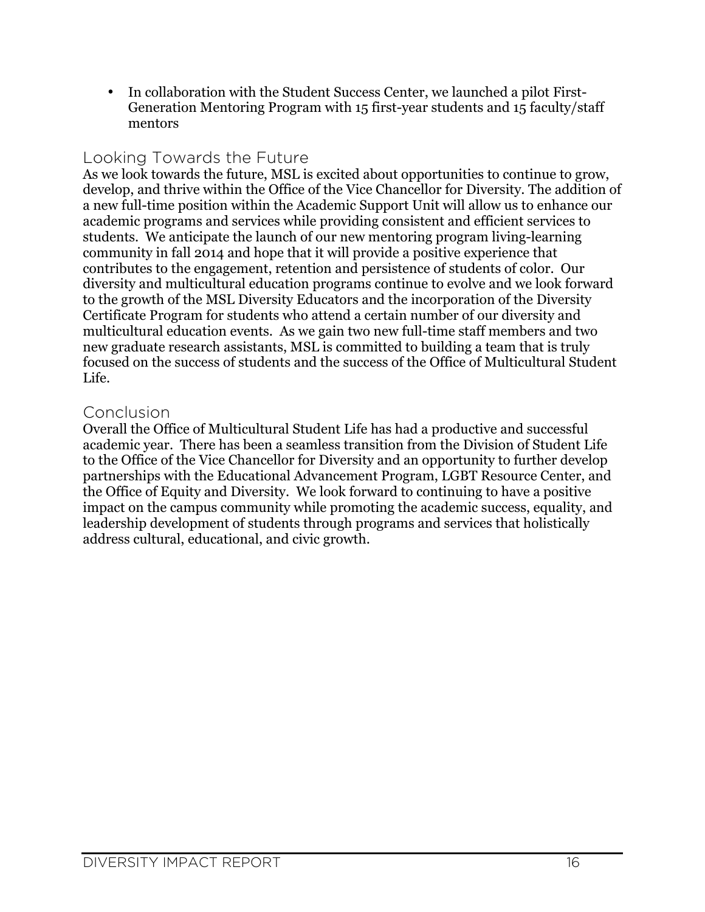- In collaboration with the Student Success Center, we launched a pilot First-Generation Mentoring Program with 15 first-year students and 15 faculty/staff mentors

## Looking Towards the Future

As we look towards the future, MSL is excited about opportunities to continue to grow, develop, and thrive within the Office of the Vice Chancellor for Diversity. The addition of a new full-time position within the Academic Support Unit will allow us to enhance our academic programs and services while providing consistent and efficient services to students. We anticipate the launch of our new mentoring program living-learning community in fall 2014 and hope that it will provide a positive experience that contributes to the engagement, retention and persistence of students of color. Our diversity and multicultural education programs continue to evolve and we look forward to the growth of the MSL Diversity Educators and the incorporation of the Diversity Certificate Program for students who attend a certain number of our diversity and multicultural education events. As we gain two new full-time staff members and two new graduate research assistants, MSL is committed to building a team that is truly focused on the success of students and the success of the Office of Multicultural Student Life.

## Conclusion

Overall the Office of Multicultural Student Life has had a productive and successful academic year. There has been a seamless transition from the Division of Student Life to the Office of the Vice Chancellor for Diversity and an opportunity to further develop partnerships with the Educational Advancement Program, LGBT Resource Center, and the Office of Equity and Diversity. We look forward to continuing to have a positive impact on the campus community while promoting the academic success, equality, and leadership development of students through programs and services that holistically address cultural, educational, and civic growth.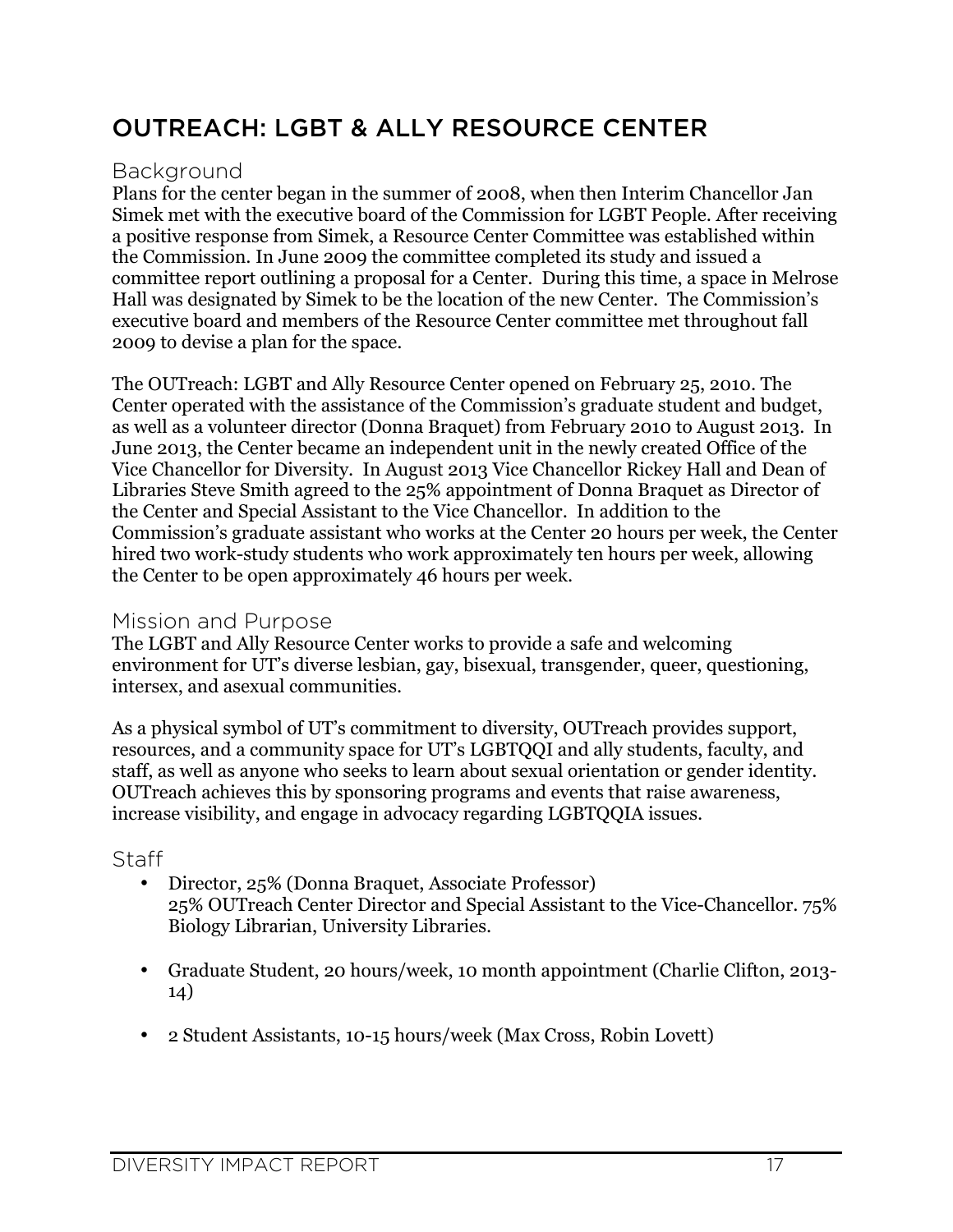# OUTREACH: LGBT & ALLY RESOURCE CENTER

## Background

Plans for the center began in the summer of 2008, when then Interim Chancellor Jan Simek met with the executive board of the Commission for LGBT People. After receiving a positive response from Simek, a Resource Center Committee was established within the Commission. In June 2009 the committee completed its study and issued a committee report outlining a proposal for a Center. During this time, a space in Melrose Hall was designated by Simek to be the location of the new Center. The Commission's executive board and members of the Resource Center committee met throughout fall 2009 to devise a plan for the space.

The OUTreach: LGBT and Ally Resource Center opened on February 25, 2010. The Center operated with the assistance of the Commission's graduate student and budget, as well as a volunteer director (Donna Braquet) from February 2010 to August 2013. In June 2013, the Center became an independent unit in the newly created Office of the Vice Chancellor for Diversity. In August 2013 Vice Chancellor Rickey Hall and Dean of Libraries Steve Smith agreed to the 25% appointment of Donna Braquet as Director of the Center and Special Assistant to the Vice Chancellor. In addition to the Commission's graduate assistant who works at the Center 20 hours per week, the Center hired two work-study students who work approximately ten hours per week, allowing the Center to be open approximately 46 hours per week.

## Mission and Purpose

The LGBT and Ally Resource Center works to provide a safe and welcoming environment for UT's diverse lesbian, gay, bisexual, transgender, queer, questioning, intersex, and asexual communities.

As a physical symbol of UT's commitment to diversity, OUTreach provides support, resources, and a community space for UT's LGBTQQI and ally students, faculty, and staff, as well as anyone who seeks to learn about sexual orientation or gender identity. OUTreach achieves this by sponsoring programs and events that raise awareness, increase visibility, and engage in advocacy regarding LGBTQQIA issues.

## Staff

- Director, 25% (Donna Braquet, Associate Professor)
  25% OUTreach Center Director and Special Assistant to the Vice-Chancellor. 75% Biology Librarian, University Libraries.

- Graduate Student, 20 hours/week, 10 month appointment (Charlie Clifton, 2013-14)

- 2 Student Assistants, 10-15 hours/week (Max Cross, Robin Lovett)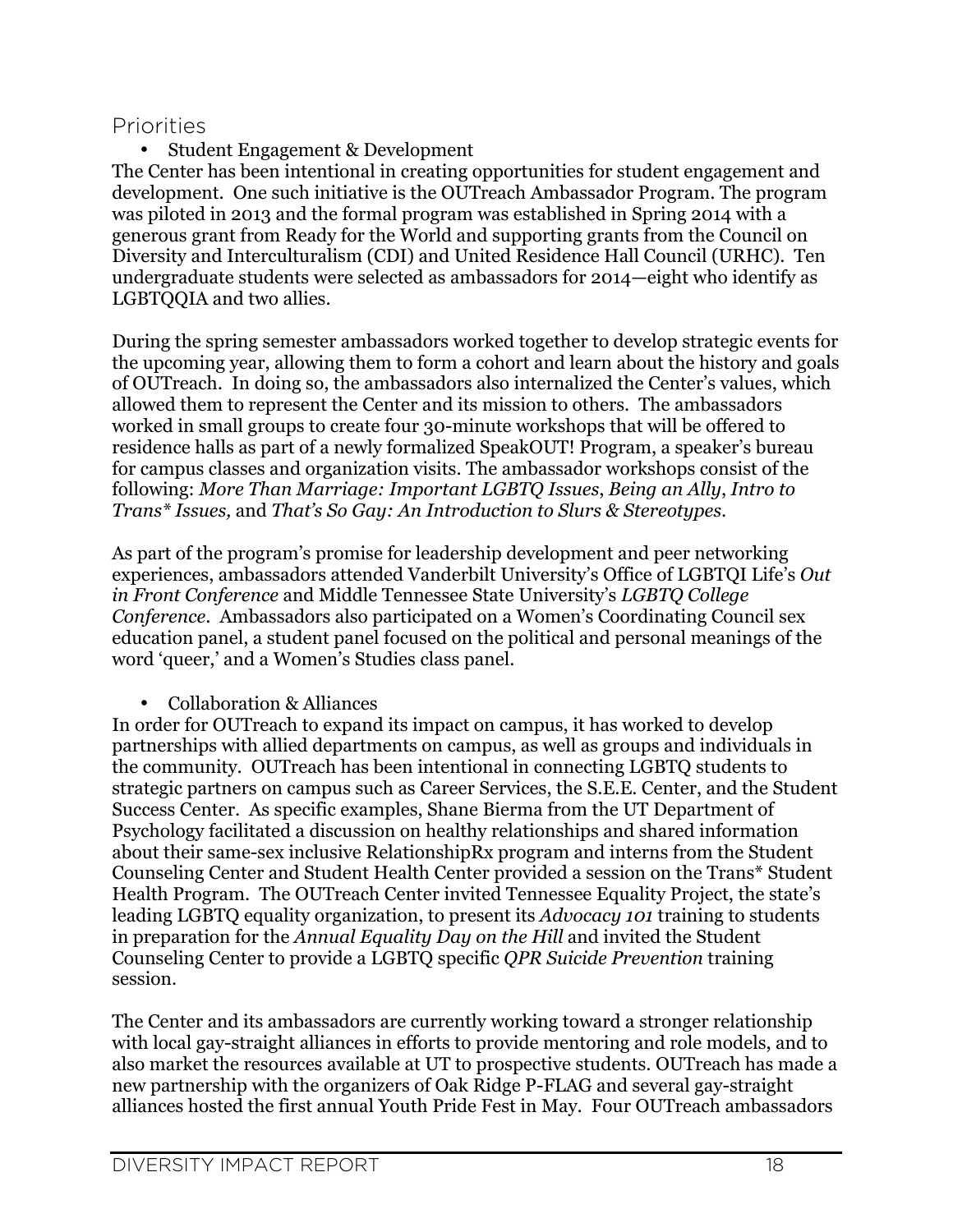## Priorities

- Student Engagement & Development

The Center has been intentional in creating opportunities for student engagement and development. One such initiative is the OUTreach Ambassador Program. The program was piloted in 2013 and the formal program was established in Spring 2014 with a generous grant from Ready for the World and supporting grants from the Council on Diversity and Interculturalism (CDI) and United Residence Hall Council (URHC). Ten undergraduate students were selected as ambassadors for 2014—eight who identify as LGBTQQIA and two allies.

During the spring semester ambassadors worked together to develop strategic events for the upcoming year, allowing them to form a cohort and learn about the history and goals of OUTreach. In doing so, the ambassadors also internalized the Center's values, which allowed them to represent the Center and its mission to others. The ambassadors worked in small groups to create four 30-minute workshops that will be offered to residence halls as part of a newly formalized SpeakOUT! Program, a speaker's bureau for campus classes and organization visits. The ambassador workshops consist of the following: *More Than Marriage: Important LGBTQ Issues*, *Being an Ally*, *Intro to Trans* Issues,* and *That's So Gay: An Introduction to Slurs & Stereotypes*.

As part of the program's promise for leadership development and peer networking experiences, ambassadors attended Vanderbilt University's Office of LGBTQI Life's *Out in Front Conference* and Middle Tennessee State University's *LGBTQ College Conference*. Ambassadors also participated on a Women's Coordinating Council sex education panel, a student panel focused on the political and personal meanings of the word 'queer,' and a Women's Studies class panel.

- Collaboration & Alliances

In order for OUTreach to expand its impact on campus, it has worked to develop partnerships with allied departments on campus, as well as groups and individuals in the community. OUTreach has been intentional in connecting LGBTQ students to strategic partners on campus such as Career Services, the S.E.E. Center, and the Student Success Center. As specific examples, Shane Bierma from the UT Department of Psychology facilitated a discussion on healthy relationships and shared information about their same-sex inclusive RelationshipRx program and interns from the Student Counseling Center and Student Health Center provided a session on the Trans* Student Health Program. The OUTreach Center invited Tennessee Equality Project, the state's leading LGBTQ equality organization, to present its *Advocacy 101* training to students in preparation for the *Annual Equality Day on the Hill* and invited the Student Counseling Center to provide a LGBTQ specific *QPR Suicide Prevention* training session.

The Center and its ambassadors are currently working toward a stronger relationship with local gay-straight alliances in efforts to provide mentoring and role models, and to also market the resources available at UT to prospective students. OUTreach has made a new partnership with the organizers of Oak Ridge P-FLAG and several gay-straight alliances hosted the first annual Youth Pride Fest in May. Four OUTreach ambassadors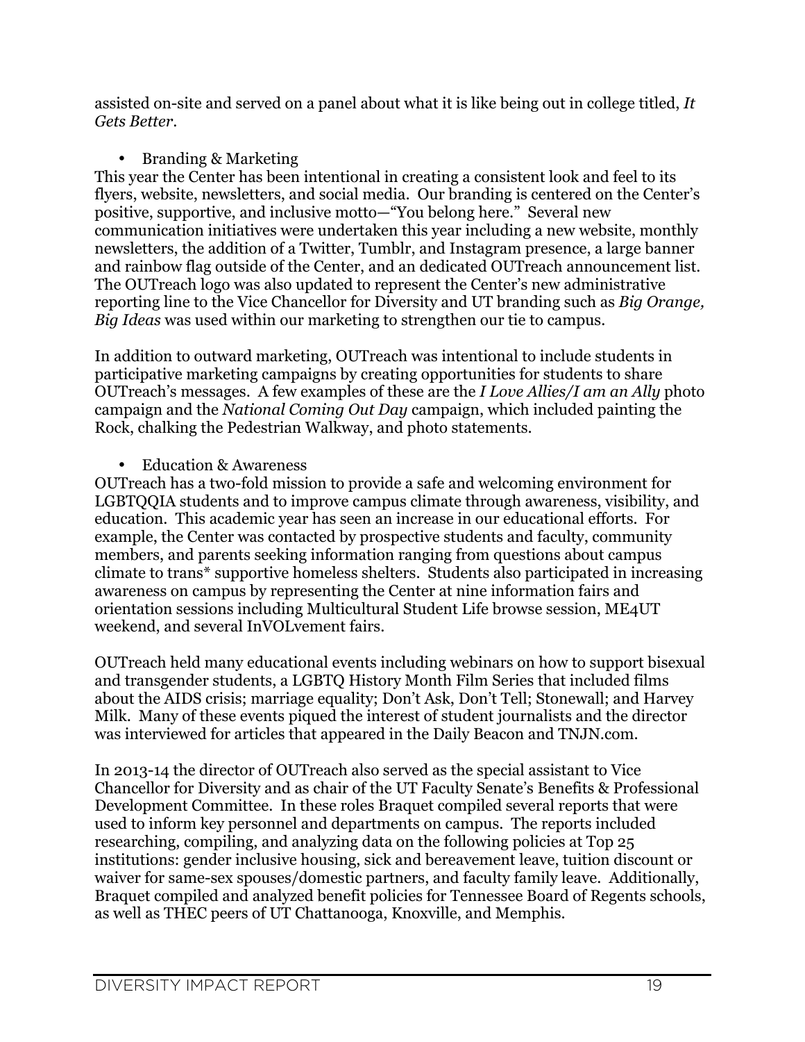assisted on-site and served on a panel about what it is like being out in college titled, *It Gets Better*.

- Branding & Marketing

This year the Center has been intentional in creating a consistent look and feel to its flyers, website, newsletters, and social media. Our branding is centered on the Center's positive, supportive, and inclusive motto—"You belong here." Several new communication initiatives were undertaken this year including a new website, monthly newsletters, the addition of a Twitter, Tumblr, and Instagram presence, a large banner and rainbow flag outside of the Center, and an dedicated OUTreach announcement list. The OUTreach logo was also updated to represent the Center's new administrative reporting line to the Vice Chancellor for Diversity and UT branding such as *Big Orange, Big Ideas* was used within our marketing to strengthen our tie to campus.

In addition to outward marketing, OUTreach was intentional to include students in participative marketing campaigns by creating opportunities for students to share OUTreach's messages. A few examples of these are the *I Love Allies/I am an Ally* photo campaign and the *National Coming Out Day* campaign, which included painting the Rock, chalking the Pedestrian Walkway, and photo statements.

- Education & Awareness

OUTreach has a two-fold mission to provide a safe and welcoming environment for LGBTQQIA students and to improve campus climate through awareness, visibility, and education. This academic year has seen an increase in our educational efforts. For example, the Center was contacted by prospective students and faculty, community members, and parents seeking information ranging from questions about campus climate to trans* supportive homeless shelters. Students also participated in increasing awareness on campus by representing the Center at nine information fairs and orientation sessions including Multicultural Student Life browse session, ME4UT weekend, and several InVOLvement fairs.

OUTreach held many educational events including webinars on how to support bisexual and transgender students, a LGBTQ History Month Film Series that included films about the AIDS crisis; marriage equality; Don't Ask, Don't Tell; Stonewall; and Harvey Milk. Many of these events piqued the interest of student journalists and the director was interviewed for articles that appeared in the Daily Beacon and TNJN.com.

In 2013-14 the director of OUTreach also served as the special assistant to Vice Chancellor for Diversity and as chair of the UT Faculty Senate's Benefits & Professional Development Committee. In these roles Braquet compiled several reports that were used to inform key personnel and departments on campus. The reports included researching, compiling, and analyzing data on the following policies at Top 25 institutions: gender inclusive housing, sick and bereavement leave, tuition discount or waiver for same-sex spouses/domestic partners, and faculty family leave. Additionally, Braquet compiled and analyzed benefit policies for Tennessee Board of Regents schools, as well as THEC peers of UT Chattanooga, Knoxville, and Memphis.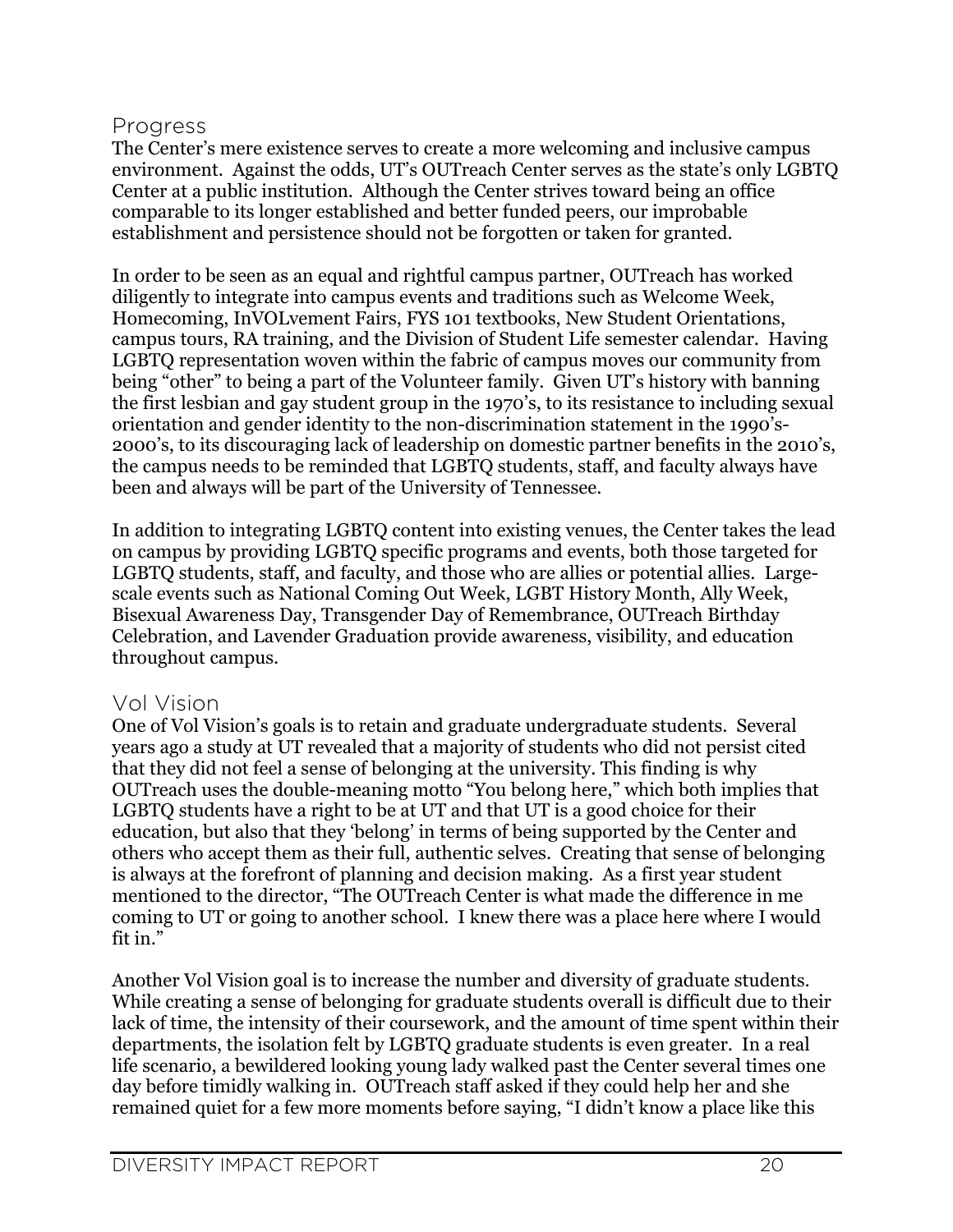## Progress

The Center's mere existence serves to create a more welcoming and inclusive campus environment. Against the odds, UT's OUTreach Center serves as the state's only LGBTQ Center at a public institution. Although the Center strives toward being an office comparable to its longer established and better funded peers, our improbable establishment and persistence should not be forgotten or taken for granted.

In order to be seen as an equal and rightful campus partner, OUTreach has worked diligently to integrate into campus events and traditions such as Welcome Week, Homecoming, InVOLvement Fairs, FYS 101 textbooks, New Student Orientations, campus tours, RA training, and the Division of Student Life semester calendar. Having LGBTQ representation woven within the fabric of campus moves our community from being "other" to being a part of the Volunteer family. Given UT's history with banning the first lesbian and gay student group in the 1970's, to its resistance to including sexual orientation and gender identity to the non-discrimination statement in the 1990's-2000's, to its discouraging lack of leadership on domestic partner benefits in the 2010's, the campus needs to be reminded that LGBTQ students, staff, and faculty always have been and always will be part of the University of Tennessee.

In addition to integrating LGBTQ content into existing venues, the Center takes the lead on campus by providing LGBTQ specific programs and events, both those targeted for LGBTQ students, staff, and faculty, and those who are allies or potential allies. Large-scale events such as National Coming Out Week, LGBT History Month, Ally Week, Bisexual Awareness Day, Transgender Day of Remembrance, OUTreach Birthday Celebration, and Lavender Graduation provide awareness, visibility, and education throughout campus.

## Vol Vision

One of Vol Vision's goals is to retain and graduate undergraduate students. Several years ago a study at UT revealed that a majority of students who did not persist cited that they did not feel a sense of belonging at the university. This finding is why OUTreach uses the double-meaning motto "You belong here," which both implies that LGBTQ students have a right to be at UT and that UT is a good choice for their education, but also that they 'belong' in terms of being supported by the Center and others who accept them as their full, authentic selves. Creating that sense of belonging is always at the forefront of planning and decision making. As a first year student mentioned to the director, "The OUTreach Center is what made the difference in me coming to UT or going to another school. I knew there was a place here where I would fit in."

Another Vol Vision goal is to increase the number and diversity of graduate students. While creating a sense of belonging for graduate students overall is difficult due to their lack of time, the intensity of their coursework, and the amount of time spent within their departments, the isolation felt by LGBTQ graduate students is even greater. In a real life scenario, a bewildered looking young lady walked past the Center several times one day before timidly walking in. OUTreach staff asked if they could help her and she remained quiet for a few more moments before saying, "I didn't know a place like this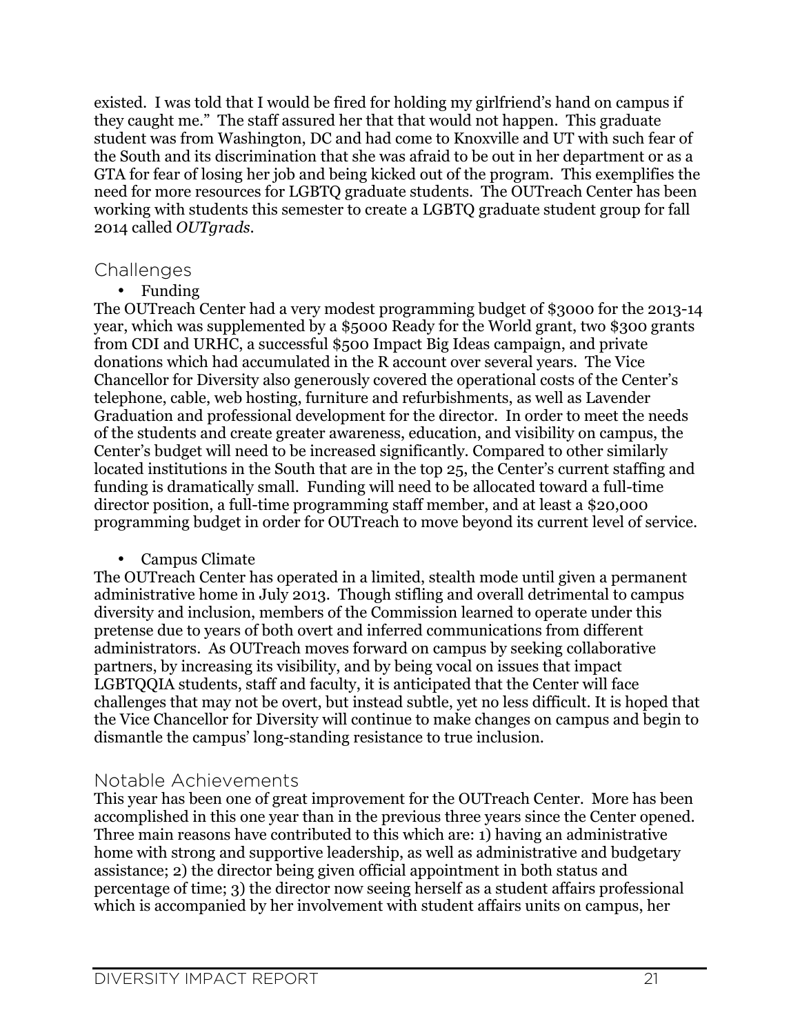existed. I was told that I would be fired for holding my girlfriend's hand on campus if they caught me." The staff assured her that that would not happen. This graduate student was from Washington, DC and had come to Knoxville and UT with such fear of the South and its discrimination that she was afraid to be out in her department or as a GTA for fear of losing her job and being kicked out of the program. This exemplifies the need for more resources for LGBTQ graduate students. The OUTreach Center has been working with students this semester to create a LGBTQ graduate student group for fall 2014 called *OUTgrads*.

## Challenges

- Funding

The OUTreach Center had a very modest programming budget of $3000 for the 2013-14 year, which was supplemented by a $5000 Ready for the World grant, two $300 grants from CDI and URHC, a successful $500 Impact Big Ideas campaign, and private donations which had accumulated in the R account over several years. The Vice Chancellor for Diversity also generously covered the operational costs of the Center's telephone, cable, web hosting, furniture and refurbishments, as well as Lavender Graduation and professional development for the director. In order to meet the needs of the students and create greater awareness, education, and visibility on campus, the Center's budget will need to be increased significantly. Compared to other similarly located institutions in the South that are in the top 25, the Center's current staffing and funding is dramatically small. Funding will need to be allocated toward a full-time director position, a full-time programming staff member, and at least a $20,000 programming budget in order for OUTreach to move beyond its current level of service.

- Campus Climate

The OUTreach Center has operated in a limited, stealth mode until given a permanent administrative home in July 2013. Though stifling and overall detrimental to campus diversity and inclusion, members of the Commission learned to operate under this pretense due to years of both overt and inferred communications from different administrators. As OUTreach moves forward on campus by seeking collaborative partners, by increasing its visibility, and by being vocal on issues that impact LGBTQQIA students, staff and faculty, it is anticipated that the Center will face challenges that may not be overt, but instead subtle, yet no less difficult. It is hoped that the Vice Chancellor for Diversity will continue to make changes on campus and begin to dismantle the campus' long-standing resistance to true inclusion.

## Notable Achievements

This year has been one of great improvement for the OUTreach Center. More has been accomplished in this one year than in the previous three years since the Center opened. Three main reasons have contributed to this which are: 1) having an administrative home with strong and supportive leadership, as well as administrative and budgetary assistance; 2) the director being given official appointment in both status and percentage of time; 3) the director now seeing herself as a student affairs professional which is accompanied by her involvement with student affairs units on campus, her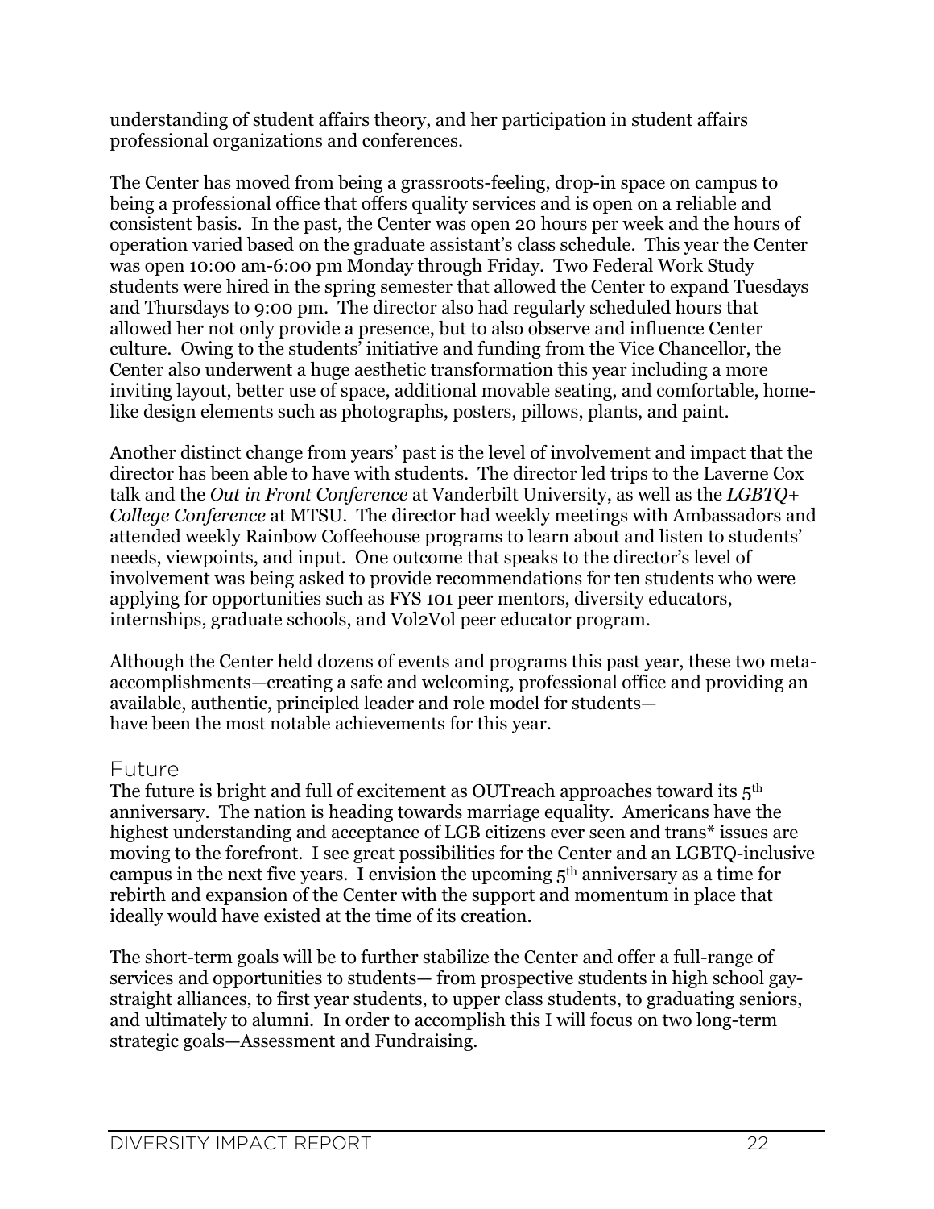understanding of student affairs theory, and her participation in student affairs professional organizations and conferences.

The Center has moved from being a grassroots-feeling, drop-in space on campus to being a professional office that offers quality services and is open on a reliable and consistent basis. In the past, the Center was open 20 hours per week and the hours of operation varied based on the graduate assistant's class schedule. This year the Center was open 10:00 am-6:00 pm Monday through Friday. Two Federal Work Study students were hired in the spring semester that allowed the Center to expand Tuesdays and Thursdays to 9:00 pm. The director also had regularly scheduled hours that allowed her not only provide a presence, but to also observe and influence Center culture. Owing to the students' initiative and funding from the Vice Chancellor, the Center also underwent a huge aesthetic transformation this year including a more inviting layout, better use of space, additional movable seating, and comfortable, home-like design elements such as photographs, posters, pillows, plants, and paint.

Another distinct change from years' past is the level of involvement and impact that the director has been able to have with students. The director led trips to the Laverne Cox talk and the *Out in Front Conference* at Vanderbilt University, as well as the *LGBTQ+ College Conference* at MTSU. The director had weekly meetings with Ambassadors and attended weekly Rainbow Coffeehouse programs to learn about and listen to students' needs, viewpoints, and input. One outcome that speaks to the director's level of involvement was being asked to provide recommendations for ten students who were applying for opportunities such as FYS 101 peer mentors, diversity educators, internships, graduate schools, and Vol2Vol peer educator program.

Although the Center held dozens of events and programs this past year, these two meta-accomplishments—creating a safe and welcoming, professional office and providing an available, authentic, principled leader and role model for students— have been the most notable achievements for this year.

## Future

The future is bright and full of excitement as OUTreach approaches toward its 5th anniversary. The nation is heading towards marriage equality. Americans have the highest understanding and acceptance of LGB citizens ever seen and trans* issues are moving to the forefront. I see great possibilities for the Center and an LGBTQ-inclusive campus in the next five years. I envision the upcoming 5th anniversary as a time for rebirth and expansion of the Center with the support and momentum in place that ideally would have existed at the time of its creation.

The short-term goals will be to further stabilize the Center and offer a full-range of services and opportunities to students— from prospective students in high school gay-straight alliances, to first year students, to upper class students, to graduating seniors, and ultimately to alumni. In order to accomplish this I will focus on two long-term strategic goals—Assessment and Fundraising.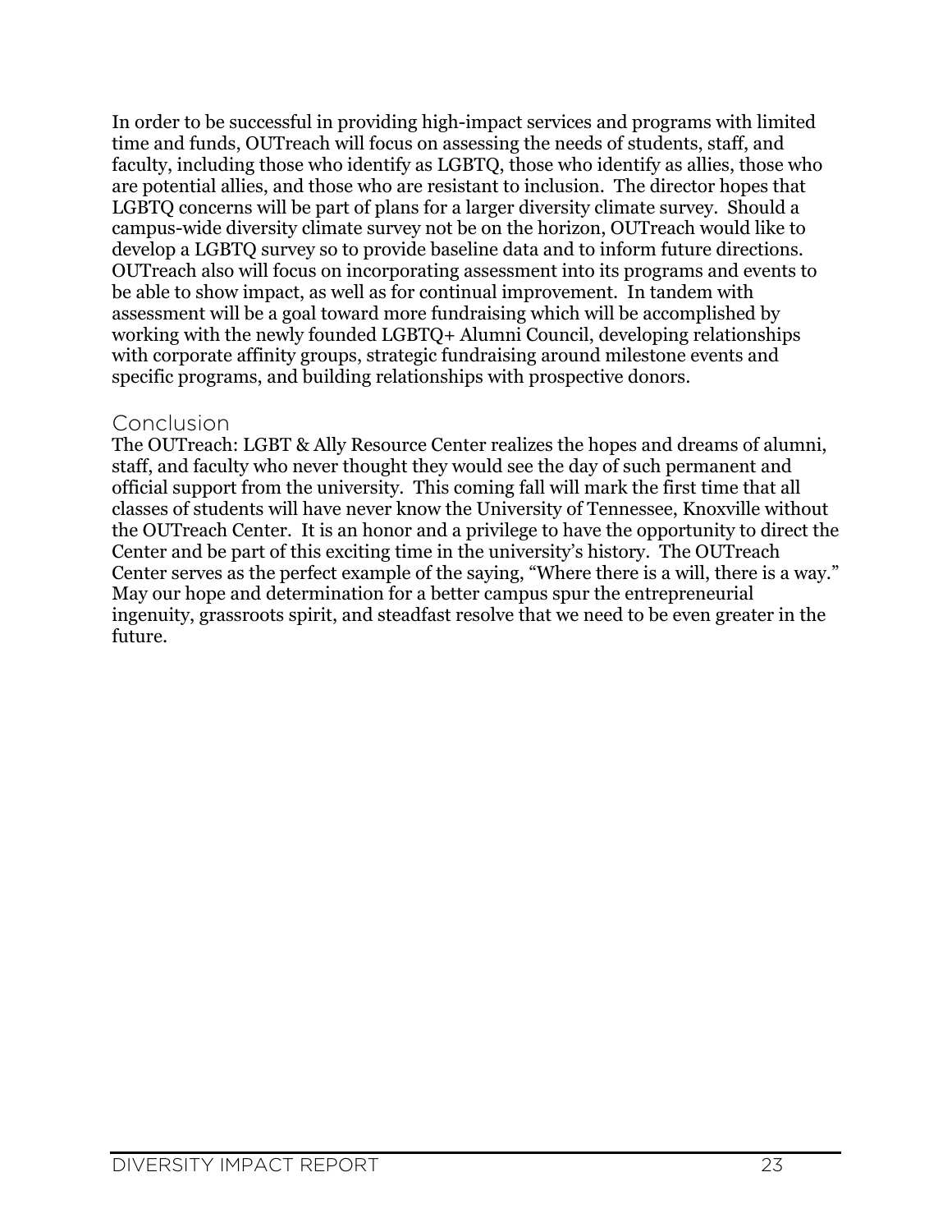In order to be successful in providing high-impact services and programs with limited time and funds, OUTreach will focus on assessing the needs of students, staff, and faculty, including those who identify as LGBTQ, those who identify as allies, those who are potential allies, and those who are resistant to inclusion. The director hopes that LGBTQ concerns will be part of plans for a larger diversity climate survey. Should a campus-wide diversity climate survey not be on the horizon, OUTreach would like to develop a LGBTQ survey so to provide baseline data and to inform future directions. OUTreach also will focus on incorporating assessment into its programs and events to be able to show impact, as well as for continual improvement. In tandem with assessment will be a goal toward more fundraising which will be accomplished by working with the newly founded LGBTQ+ Alumni Council, developing relationships with corporate affinity groups, strategic fundraising around milestone events and specific programs, and building relationships with prospective donors.

## Conclusion

The OUTreach: LGBT & Ally Resource Center realizes the hopes and dreams of alumni, staff, and faculty who never thought they would see the day of such permanent and official support from the university. This coming fall will mark the first time that all classes of students will have never know the University of Tennessee, Knoxville without the OUTreach Center. It is an honor and a privilege to have the opportunity to direct the Center and be part of this exciting time in the university's history. The OUTreach Center serves as the perfect example of the saying, "Where there is a will, there is a way." May our hope and determination for a better campus spur the entrepreneurial ingenuity, grassroots spirit, and steadfast resolve that we need to be even greater in the future.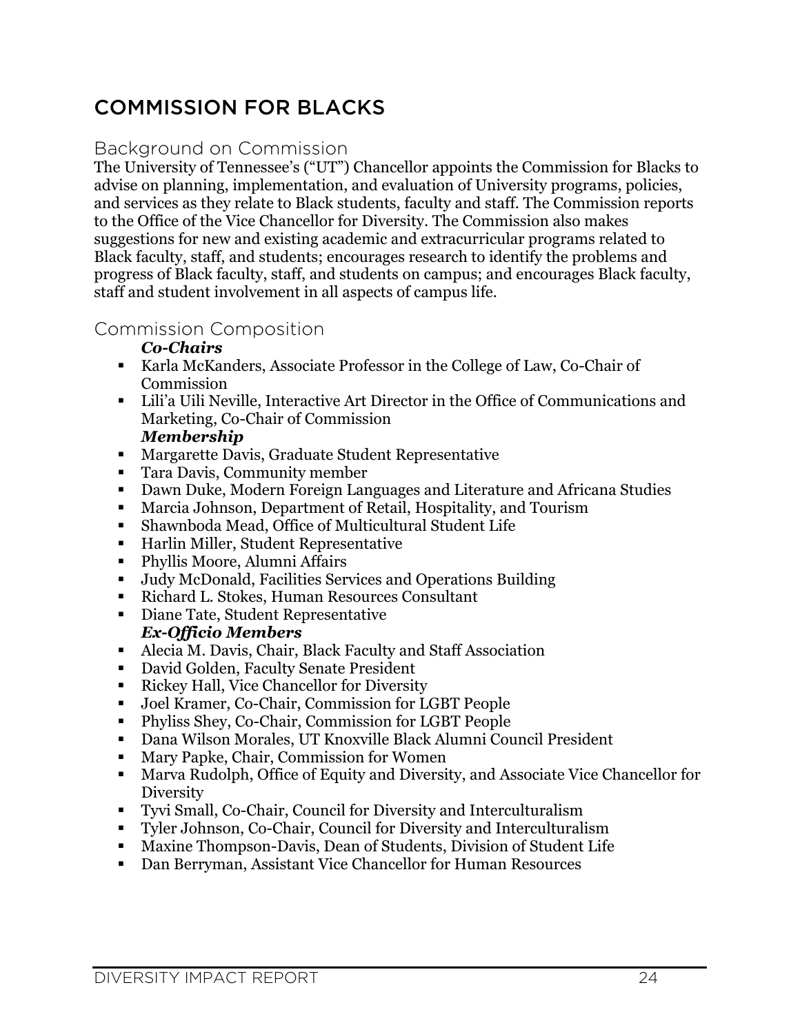# COMMISSION FOR BLACKS

## Background on Commission

The University of Tennessee's ("UT") Chancellor appoints the Commission for Blacks to advise on planning, implementation, and evaluation of University programs, policies, and services as they relate to Black students, faculty and staff. The Commission reports to the Office of the Vice Chancellor for Diversity. The Commission also makes suggestions for new and existing academic and extracurricular programs related to Black faculty, staff, and students; encourages research to identify the problems and progress of Black faculty, staff, and students on campus; and encourages Black faculty, staff and student involvement in all aspects of campus life.

## Commission Composition

***Co-Chairs***

- Karla McKanders, Associate Professor in the College of Law, Co-Chair of Commission
- Lili'a Uili Neville, Interactive Art Director in the Office of Communications and Marketing, Co-Chair of Commission

***Membership***

- Margarette Davis, Graduate Student Representative
- Tara Davis, Community member
- Dawn Duke, Modern Foreign Languages and Literature and Africana Studies
- Marcia Johnson, Department of Retail, Hospitality, and Tourism
- Shawnboda Mead, Office of Multicultural Student Life
- Harlin Miller, Student Representative
- Phyllis Moore, Alumni Affairs
- Judy McDonald, Facilities Services and Operations Building
- Richard L. Stokes, Human Resources Consultant
- Diane Tate, Student Representative

***Ex-Officio Members***

- Alecia M. Davis, Chair, Black Faculty and Staff Association
- David Golden, Faculty Senate President
- Rickey Hall, Vice Chancellor for Diversity
- Joel Kramer, Co-Chair, Commission for LGBT People
- Phyliss Shey, Co-Chair, Commission for LGBT People
- Dana Wilson Morales, UT Knoxville Black Alumni Council President
- Mary Papke, Chair, Commission for Women
- Marva Rudolph, Office of Equity and Diversity, and Associate Vice Chancellor for Diversity
- Tyvi Small, Co-Chair, Council for Diversity and Interculturalism
- Tyler Johnson, Co-Chair, Council for Diversity and Interculturalism
- Maxine Thompson-Davis, Dean of Students, Division of Student Life
- Dan Berryman, Assistant Vice Chancellor for Human Resources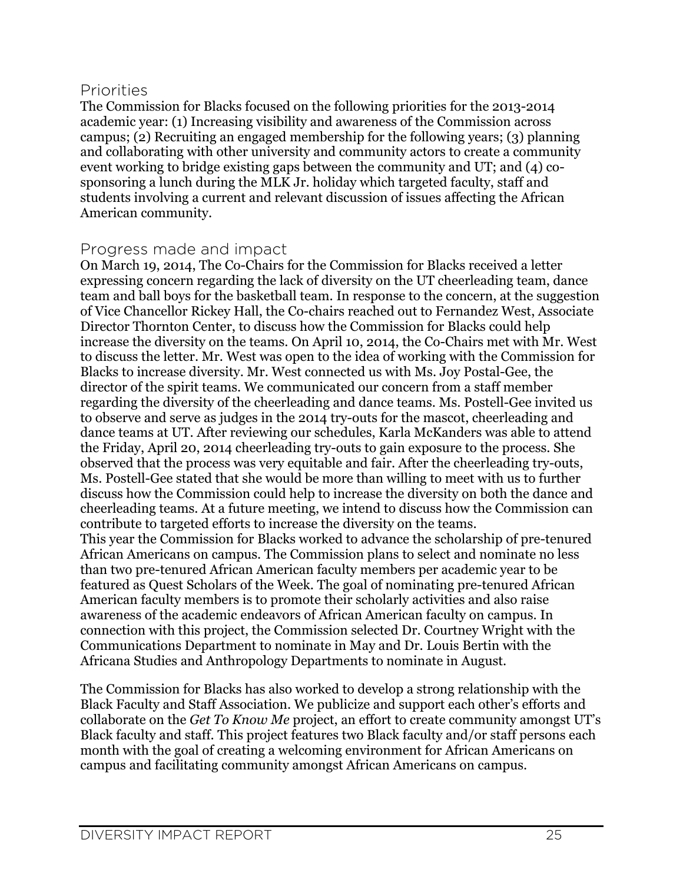## Priorities

The Commission for Blacks focused on the following priorities for the 2013-2014 academic year: (1) Increasing visibility and awareness of the Commission across campus; (2) Recruiting an engaged membership for the following years; (3) planning and collaborating with other university and community actors to create a community event working to bridge existing gaps between the community and UT; and (4) co-sponsoring a lunch during the MLK Jr. holiday which targeted faculty, staff and students involving a current and relevant discussion of issues affecting the African American community.

## Progress made and impact

On March 19, 2014, The Co-Chairs for the Commission for Blacks received a letter expressing concern regarding the lack of diversity on the UT cheerleading team, dance team and ball boys for the basketball team. In response to the concern, at the suggestion of Vice Chancellor Rickey Hall, the Co-chairs reached out to Fernandez West, Associate Director Thornton Center, to discuss how the Commission for Blacks could help increase the diversity on the teams. On April 10, 2014, the Co-Chairs met with Mr. West to discuss the letter. Mr. West was open to the idea of working with the Commission for Blacks to increase diversity. Mr. West connected us with Ms. Joy Postal-Gee, the director of the spirit teams. We communicated our concern from a staff member regarding the diversity of the cheerleading and dance teams. Ms. Postell-Gee invited us to observe and serve as judges in the 2014 try-outs for the mascot, cheerleading and dance teams at UT. After reviewing our schedules, Karla McKanders was able to attend the Friday, April 20, 2014 cheerleading try-outs to gain exposure to the process. She observed that the process was very equitable and fair. After the cheerleading try-outs, Ms. Postell-Gee stated that she would be more than willing to meet with us to further discuss how the Commission could help to increase the diversity on both the dance and cheerleading teams. At a future meeting, we intend to discuss how the Commission can contribute to targeted efforts to increase the diversity on the teams.

This year the Commission for Blacks worked to advance the scholarship of pre-tenured African Americans on campus. The Commission plans to select and nominate no less than two pre-tenured African American faculty members per academic year to be featured as Quest Scholars of the Week. The goal of nominating pre-tenured African American faculty members is to promote their scholarly activities and also raise awareness of the academic endeavors of African American faculty on campus. In connection with this project, the Commission selected Dr. Courtney Wright with the Communications Department to nominate in May and Dr. Louis Bertin with the Africana Studies and Anthropology Departments to nominate in August.

The Commission for Blacks has also worked to develop a strong relationship with the Black Faculty and Staff Association. We publicize and support each other's efforts and collaborate on the *Get To Know Me* project, an effort to create community amongst UT's Black faculty and staff. This project features two Black faculty and/or staff persons each month with the goal of creating a welcoming environment for African Americans on campus and facilitating community amongst African Americans on campus.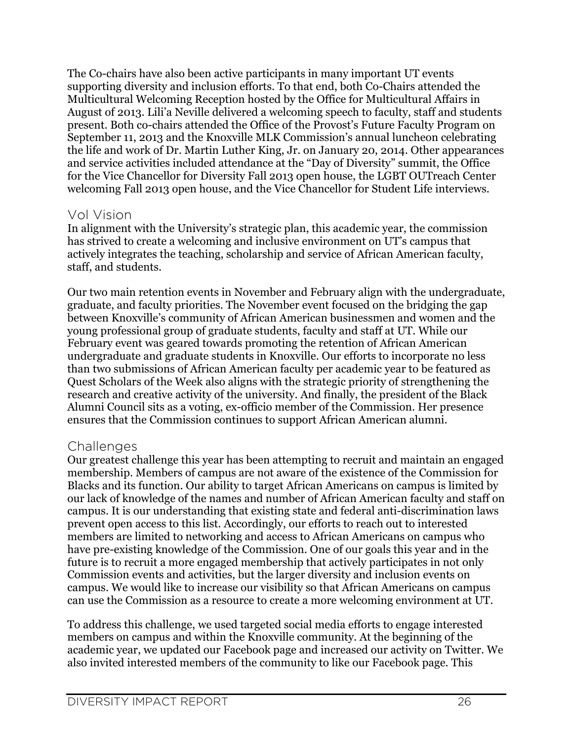The Co-chairs have also been active participants in many important UT events supporting diversity and inclusion efforts. To that end, both Co-Chairs attended the Multicultural Welcoming Reception hosted by the Office for Multicultural Affairs in August of 2013. Lili'a Neville delivered a welcoming speech to faculty, staff and students present. Both co-chairs attended the Office of the Provost's Future Faculty Program on September 11, 2013 and the Knoxville MLK Commission's annual luncheon celebrating the life and work of Dr. Martin Luther King, Jr. on January 20, 2014. Other appearances and service activities included attendance at the "Day of Diversity" summit, the Office for the Vice Chancellor for Diversity Fall 2013 open house, the LGBT OUTreach Center welcoming Fall 2013 open house, and the Vice Chancellor for Student Life interviews.

## Vol Vision

In alignment with the University's strategic plan, this academic year, the commission has strived to create a welcoming and inclusive environment on UT's campus that actively integrates the teaching, scholarship and service of African American faculty, staff, and students.

Our two main retention events in November and February align with the undergraduate, graduate, and faculty priorities. The November event focused on the bridging the gap between Knoxville's community of African American businessmen and women and the young professional group of graduate students, faculty and staff at UT. While our February event was geared towards promoting the retention of African American undergraduate and graduate students in Knoxville. Our efforts to incorporate no less than two submissions of African American faculty per academic year to be featured as Quest Scholars of the Week also aligns with the strategic priority of strengthening the research and creative activity of the university. And finally, the president of the Black Alumni Council sits as a voting, ex-officio member of the Commission. Her presence ensures that the Commission continues to support African American alumni.

## Challenges

Our greatest challenge this year has been attempting to recruit and maintain an engaged membership. Members of campus are not aware of the existence of the Commission for Blacks and its function. Our ability to target African Americans on campus is limited by our lack of knowledge of the names and number of African American faculty and staff on campus. It is our understanding that existing state and federal anti-discrimination laws prevent open access to this list. Accordingly, our efforts to reach out to interested members are limited to networking and access to African Americans on campus who have pre-existing knowledge of the Commission. One of our goals this year and in the future is to recruit a more engaged membership that actively participates in not only Commission events and activities, but the larger diversity and inclusion events on campus. We would like to increase our visibility so that African Americans on campus can use the Commission as a resource to create a more welcoming environment at UT.

To address this challenge, we used targeted social media efforts to engage interested members on campus and within the Knoxville community. At the beginning of the academic year, we updated our Facebook page and increased our activity on Twitter. We also invited interested members of the community to like our Facebook page. This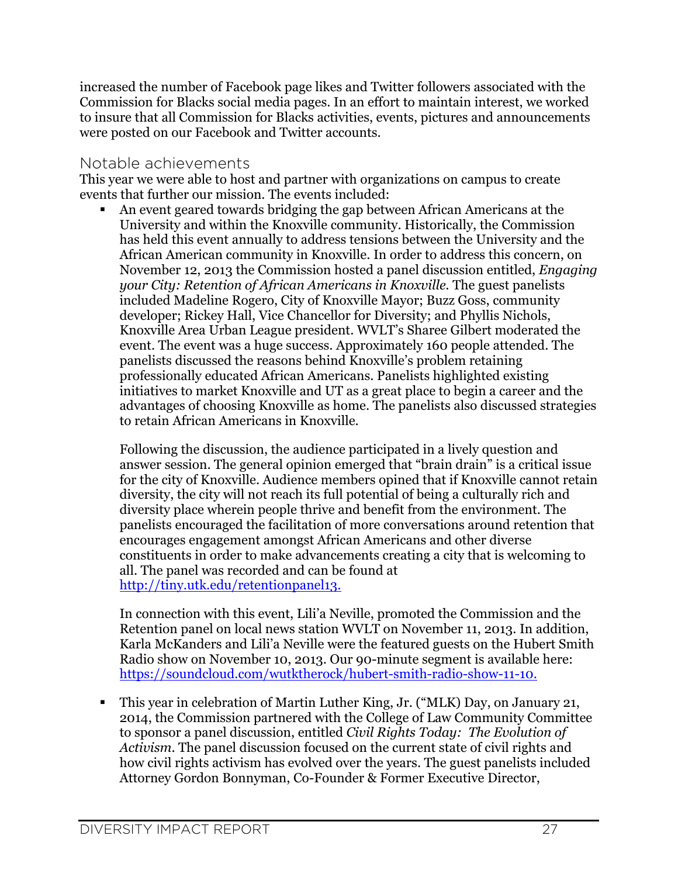increased the number of Facebook page likes and Twitter followers associated with the Commission for Blacks social media pages. In an effort to maintain interest, we worked to insure that all Commission for Blacks activities, events, pictures and announcements were posted on our Facebook and Twitter accounts.

## Notable achievements

This year we were able to host and partner with organizations on campus to create events that further our mission. The events included:

- An event geared towards bridging the gap between African Americans at the University and within the Knoxville community. Historically, the Commission has held this event annually to address tensions between the University and the African American community in Knoxville. In order to address this concern, on November 12, 2013 the Commission hosted a panel discussion entitled, *Engaging your City: Retention of African Americans in Knoxville.* The guest panelists included Madeline Rogero, City of Knoxville Mayor; Buzz Goss, community developer; Rickey Hall, Vice Chancellor for Diversity; and Phyllis Nichols, Knoxville Area Urban League president. WVLT's Sharee Gilbert moderated the event. The event was a huge success. Approximately 160 people attended. The panelists discussed the reasons behind Knoxville's problem retaining professionally educated African Americans. Panelists highlighted existing initiatives to market Knoxville and UT as a great place to begin a career and the advantages of choosing Knoxville as home. The panelists also discussed strategies to retain African Americans in Knoxville.

  Following the discussion, the audience participated in a lively question and answer session. The general opinion emerged that "brain drain" is a critical issue for the city of Knoxville. Audience members opined that if Knoxville cannot retain diversity, the city will not reach its full potential of being a culturally rich and diversity place wherein people thrive and benefit from the environment. The panelists encouraged the facilitation of more conversations around retention that encourages engagement amongst African Americans and other diverse constituents in order to make advancements creating a city that is welcoming to all. The panel was recorded and can be found at [http://tiny.utk.edu/retentionpanel13.](http://tiny.utk.edu/retentionpanel13)

  In connection with this event, Lili'a Neville, promoted the Commission and the Retention panel on local news station WVLT on November 11, 2013. In addition, Karla McKanders and Lili'a Neville were the featured guests on the Hubert Smith Radio show on November 10, 2013. Our 90-minute segment is available here: [https://soundcloud.com/wutktherock/hubert-smith-radio-show-11-10.](https://soundcloud.com/wutktherock/hubert-smith-radio-show-11-10)

- This year in celebration of Martin Luther King, Jr. ("MLK) Day, on January 21, 2014, the Commission partnered with the College of Law Community Committee to sponsor a panel discussion, entitled *Civil Rights Today: The Evolution of Activism*. The panel discussion focused on the current state of civil rights and how civil rights activism has evolved over the years. The guest panelists included Attorney Gordon Bonnyman, Co-Founder & Former Executive Director,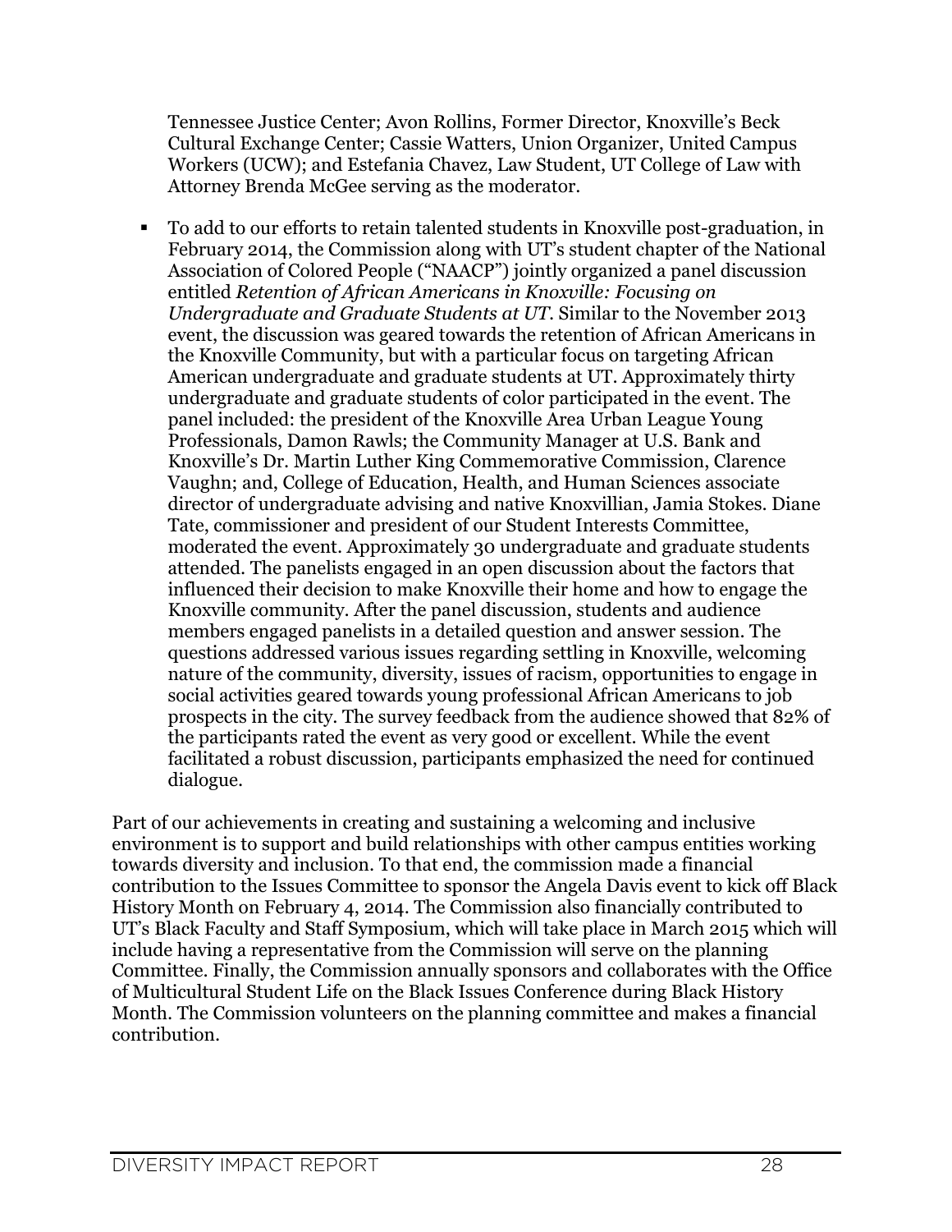Tennessee Justice Center; Avon Rollins, Former Director, Knoxville's Beck Cultural Exchange Center; Cassie Watters, Union Organizer, United Campus Workers (UCW); and Estefania Chavez, Law Student, UT College of Law with Attorney Brenda McGee serving as the moderator.

- To add to our efforts to retain talented students in Knoxville post-graduation, in February 2014, the Commission along with UT's student chapter of the National Association of Colored People ("NAACP") jointly organized a panel discussion entitled *Retention of African Americans in Knoxville: Focusing on Undergraduate and Graduate Students at UT*. Similar to the November 2013 event, the discussion was geared towards the retention of African Americans in the Knoxville Community, but with a particular focus on targeting African American undergraduate and graduate students at UT. Approximately thirty undergraduate and graduate students of color participated in the event. The panel included: the president of the Knoxville Area Urban League Young Professionals, Damon Rawls; the Community Manager at U.S. Bank and Knoxville's Dr. Martin Luther King Commemorative Commission, Clarence Vaughn; and, College of Education, Health, and Human Sciences associate director of undergraduate advising and native Knoxvillian, Jamia Stokes. Diane Tate, commissioner and president of our Student Interests Committee, moderated the event. Approximately 30 undergraduate and graduate students attended. The panelists engaged in an open discussion about the factors that influenced their decision to make Knoxville their home and how to engage the Knoxville community. After the panel discussion, students and audience members engaged panelists in a detailed question and answer session. The questions addressed various issues regarding settling in Knoxville, welcoming nature of the community, diversity, issues of racism, opportunities to engage in social activities geared towards young professional African Americans to job prospects in the city. The survey feedback from the audience showed that 82% of the participants rated the event as very good or excellent. While the event facilitated a robust discussion, participants emphasized the need for continued dialogue.

Part of our achievements in creating and sustaining a welcoming and inclusive environment is to support and build relationships with other campus entities working towards diversity and inclusion. To that end, the commission made a financial contribution to the Issues Committee to sponsor the Angela Davis event to kick off Black History Month on February 4, 2014. The Commission also financially contributed to UT's Black Faculty and Staff Symposium, which will take place in March 2015 which will include having a representative from the Commission will serve on the planning Committee. Finally, the Commission annually sponsors and collaborates with the Office of Multicultural Student Life on the Black Issues Conference during Black History Month. The Commission volunteers on the planning committee and makes a financial contribution.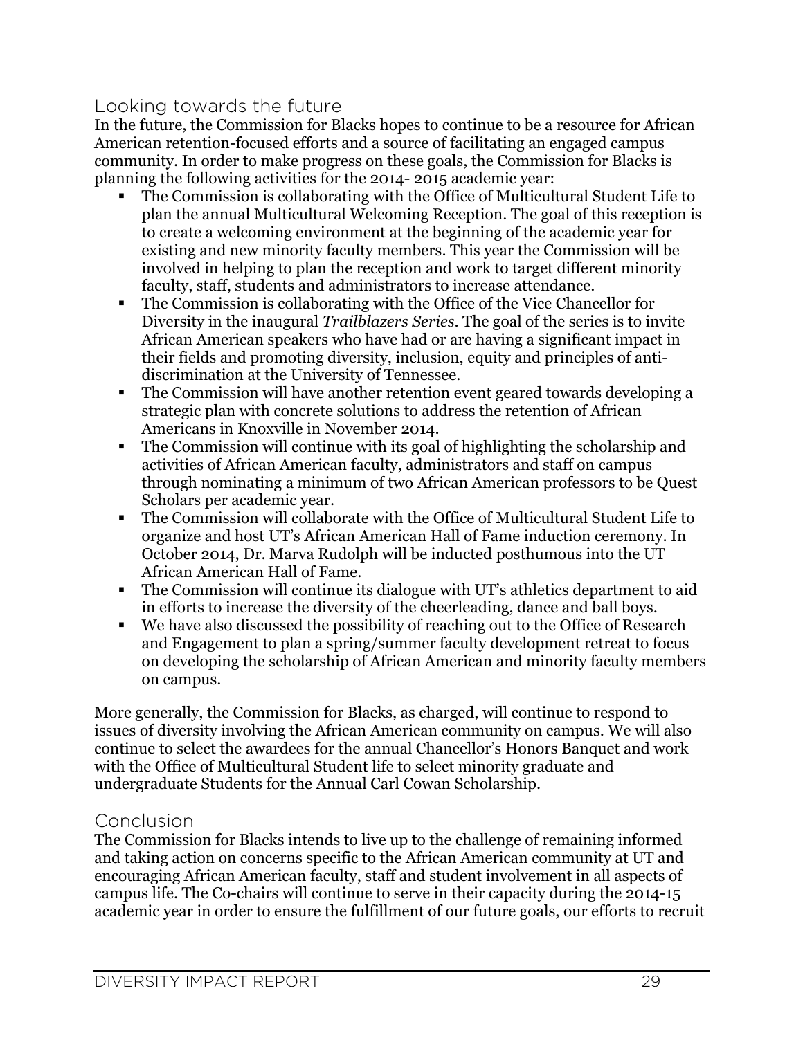## Looking towards the future

In the future, the Commission for Blacks hopes to continue to be a resource for African American retention-focused efforts and a source of facilitating an engaged campus community. In order to make progress on these goals, the Commission for Blacks is planning the following activities for the 2014- 2015 academic year:

- The Commission is collaborating with the Office of Multicultural Student Life to plan the annual Multicultural Welcoming Reception. The goal of this reception is to create a welcoming environment at the beginning of the academic year for existing and new minority faculty members. This year the Commission will be involved in helping to plan the reception and work to target different minority faculty, staff, students and administrators to increase attendance.
- The Commission is collaborating with the Office of the Vice Chancellor for Diversity in the inaugural *Trailblazers Series*. The goal of the series is to invite African American speakers who have had or are having a significant impact in their fields and promoting diversity, inclusion, equity and principles of anti-discrimination at the University of Tennessee.
- The Commission will have another retention event geared towards developing a strategic plan with concrete solutions to address the retention of African Americans in Knoxville in November 2014.
- The Commission will continue with its goal of highlighting the scholarship and activities of African American faculty, administrators and staff on campus through nominating a minimum of two African American professors to be Quest Scholars per academic year.
- The Commission will collaborate with the Office of Multicultural Student Life to organize and host UT's African American Hall of Fame induction ceremony. In October 2014, Dr. Marva Rudolph will be inducted posthumous into the UT African American Hall of Fame.
- The Commission will continue its dialogue with UT's athletics department to aid in efforts to increase the diversity of the cheerleading, dance and ball boys.
- We have also discussed the possibility of reaching out to the Office of Research and Engagement to plan a spring/summer faculty development retreat to focus on developing the scholarship of African American and minority faculty members on campus.

More generally, the Commission for Blacks, as charged, will continue to respond to issues of diversity involving the African American community on campus. We will also continue to select the awardees for the annual Chancellor's Honors Banquet and work with the Office of Multicultural Student life to select minority graduate and undergraduate Students for the Annual Carl Cowan Scholarship.

## Conclusion

The Commission for Blacks intends to live up to the challenge of remaining informed and taking action on concerns specific to the African American community at UT and encouraging African American faculty, staff and student involvement in all aspects of campus life. The Co-chairs will continue to serve in their capacity during the 2014-15 academic year in order to ensure the fulfillment of our future goals, our efforts to recruit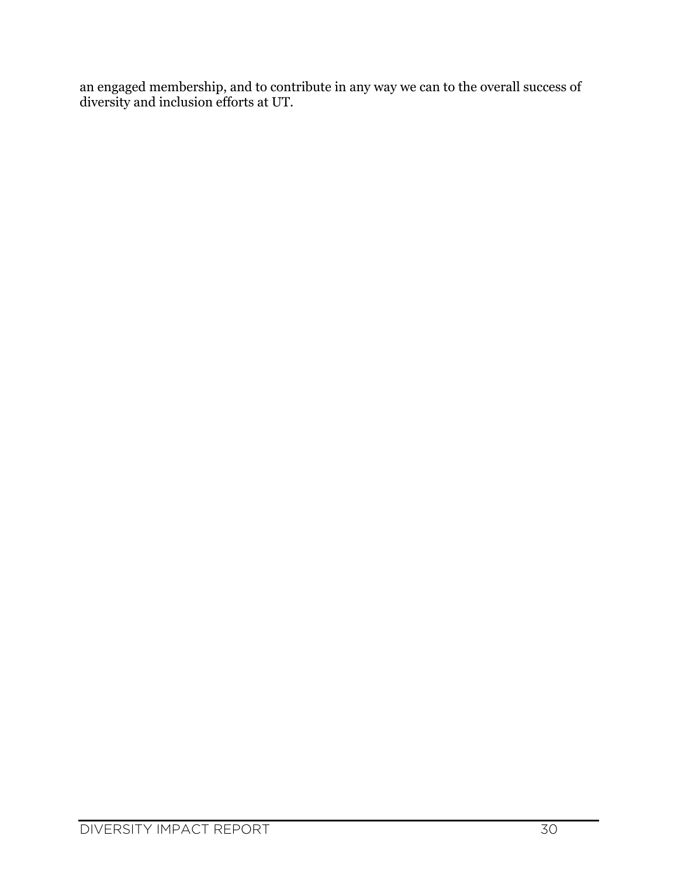an engaged membership, and to contribute in any way we can to the overall success of diversity and inclusion efforts at UT.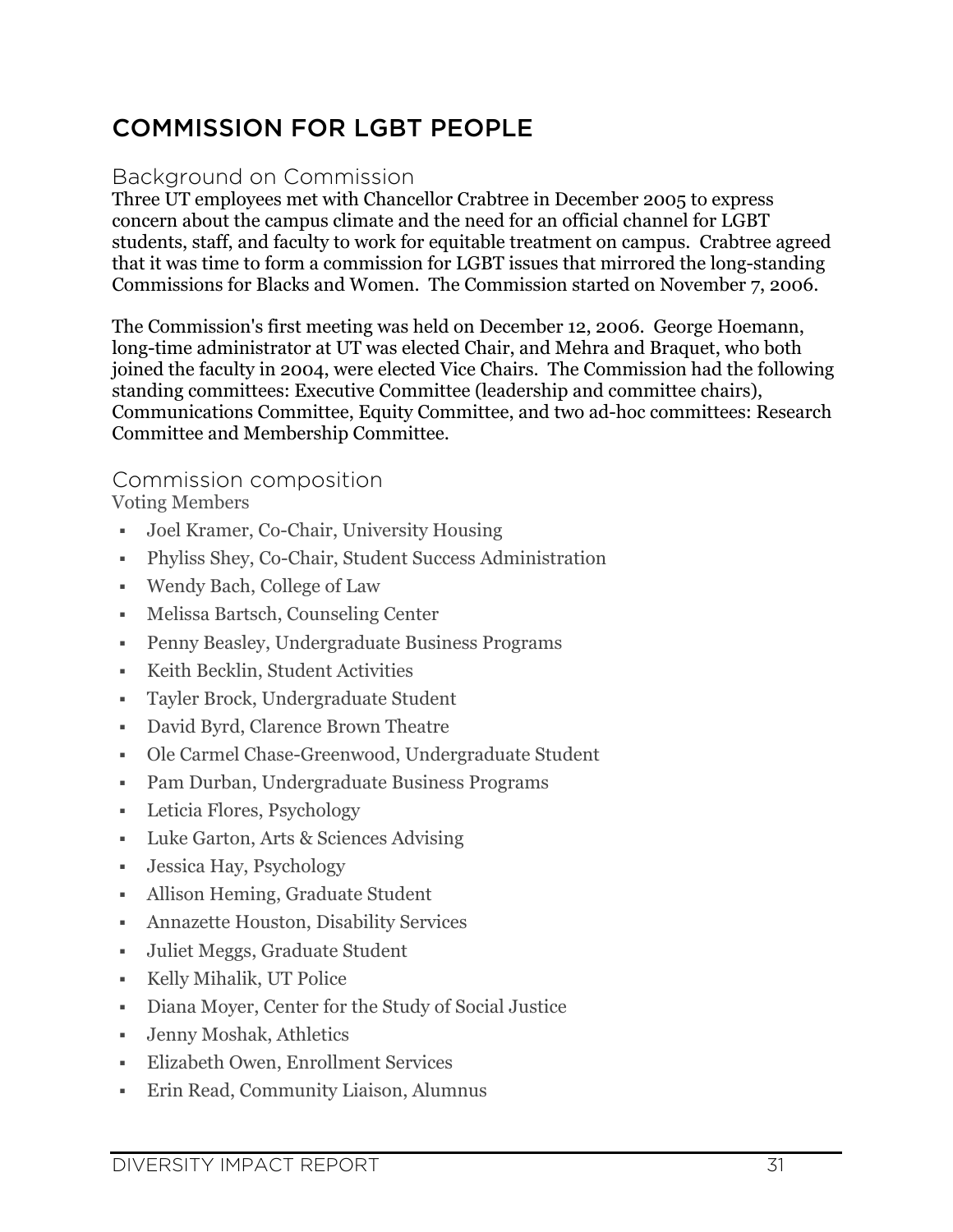# COMMISSION FOR LGBT PEOPLE

## Background on Commission

Three UT employees met with Chancellor Crabtree in December 2005 to express concern about the campus climate and the need for an official channel for LGBT students, staff, and faculty to work for equitable treatment on campus. Crabtree agreed that it was time to form a commission for LGBT issues that mirrored the long-standing Commissions for Blacks and Women. The Commission started on November 7, 2006.

The Commission's first meeting was held on December 12, 2006. George Hoemann, long-time administrator at UT was elected Chair, and Mehra and Braquet, who both joined the faculty in 2004, were elected Vice Chairs. The Commission had the following standing committees: Executive Committee (leadership and committee chairs), Communications Committee, Equity Committee, and two ad-hoc committees: Research Committee and Membership Committee.

## Commission composition

Voting Members

- Joel Kramer, Co-Chair, University Housing
- Phyliss Shey, Co-Chair, Student Success Administration
- Wendy Bach, College of Law
- Melissa Bartsch, Counseling Center
- Penny Beasley, Undergraduate Business Programs
- Keith Becklin, Student Activities
- Tayler Brock, Undergraduate Student
- David Byrd, Clarence Brown Theatre
- Ole Carmel Chase-Greenwood, Undergraduate Student
- Pam Durban, Undergraduate Business Programs
- Leticia Flores, Psychology
- Luke Garton, Arts & Sciences Advising
- Jessica Hay, Psychology
- Allison Heming, Graduate Student
- Annazette Houston, Disability Services
- Juliet Meggs, Graduate Student
- Kelly Mihalik, UT Police
- Diana Moyer, Center for the Study of Social Justice
- Jenny Moshak, Athletics
- Elizabeth Owen, Enrollment Services
- Erin Read, Community Liaison, Alumnus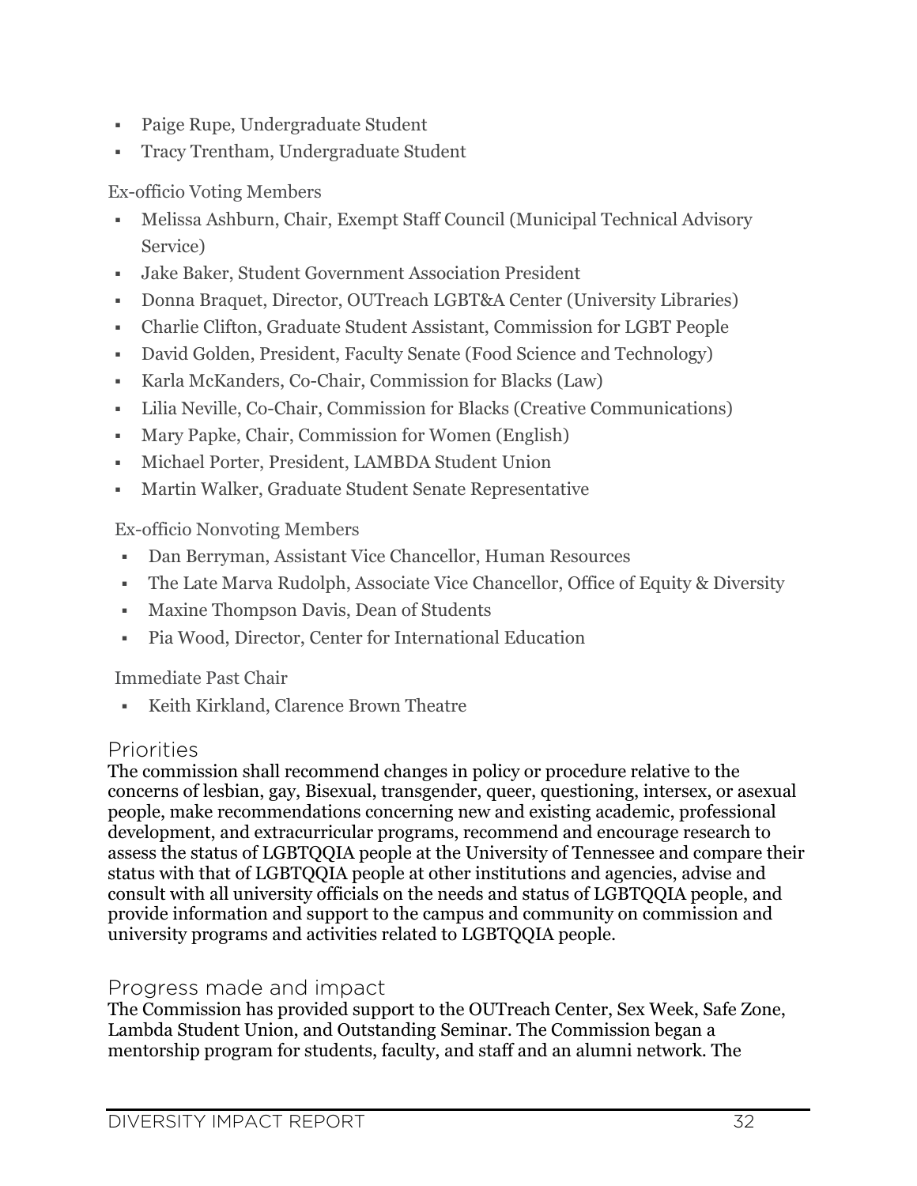- Paige Rupe, Undergraduate Student
- Tracy Trentham, Undergraduate Student

Ex-officio Voting Members

- Melissa Ashburn, Chair, Exempt Staff Council (Municipal Technical Advisory Service)
- Jake Baker, Student Government Association President
- Donna Braquet, Director, OUTreach LGBT&A Center (University Libraries)
- Charlie Clifton, Graduate Student Assistant, Commission for LGBT People
- David Golden, President, Faculty Senate (Food Science and Technology)
- Karla McKanders, Co-Chair, Commission for Blacks (Law)
- Lilia Neville, Co-Chair, Commission for Blacks (Creative Communications)
- Mary Papke, Chair, Commission for Women (English)
- Michael Porter, President, LAMBDA Student Union
- Martin Walker, Graduate Student Senate Representative

Ex-officio Nonvoting Members

- Dan Berryman, Assistant Vice Chancellor, Human Resources
- The Late Marva Rudolph, Associate Vice Chancellor, Office of Equity & Diversity
- Maxine Thompson Davis, Dean of Students
- Pia Wood, Director, Center for International Education

Immediate Past Chair

- Keith Kirkland, Clarence Brown Theatre

## Priorities

The commission shall recommend changes in policy or procedure relative to the concerns of lesbian, gay, Bisexual, transgender, queer, questioning, intersex, or asexual people, make recommendations concerning new and existing academic, professional development, and extracurricular programs, recommend and encourage research to assess the status of LGBTQQIA people at the University of Tennessee and compare their status with that of LGBTQQIA people at other institutions and agencies, advise and consult with all university officials on the needs and status of LGBTQQIA people, and provide information and support to the campus and community on commission and university programs and activities related to LGBTQQIA people.

## Progress made and impact

The Commission has provided support to the OUTreach Center, Sex Week, Safe Zone, Lambda Student Union, and Outstanding Seminar. The Commission began a mentorship program for students, faculty, and staff and an alumni network. The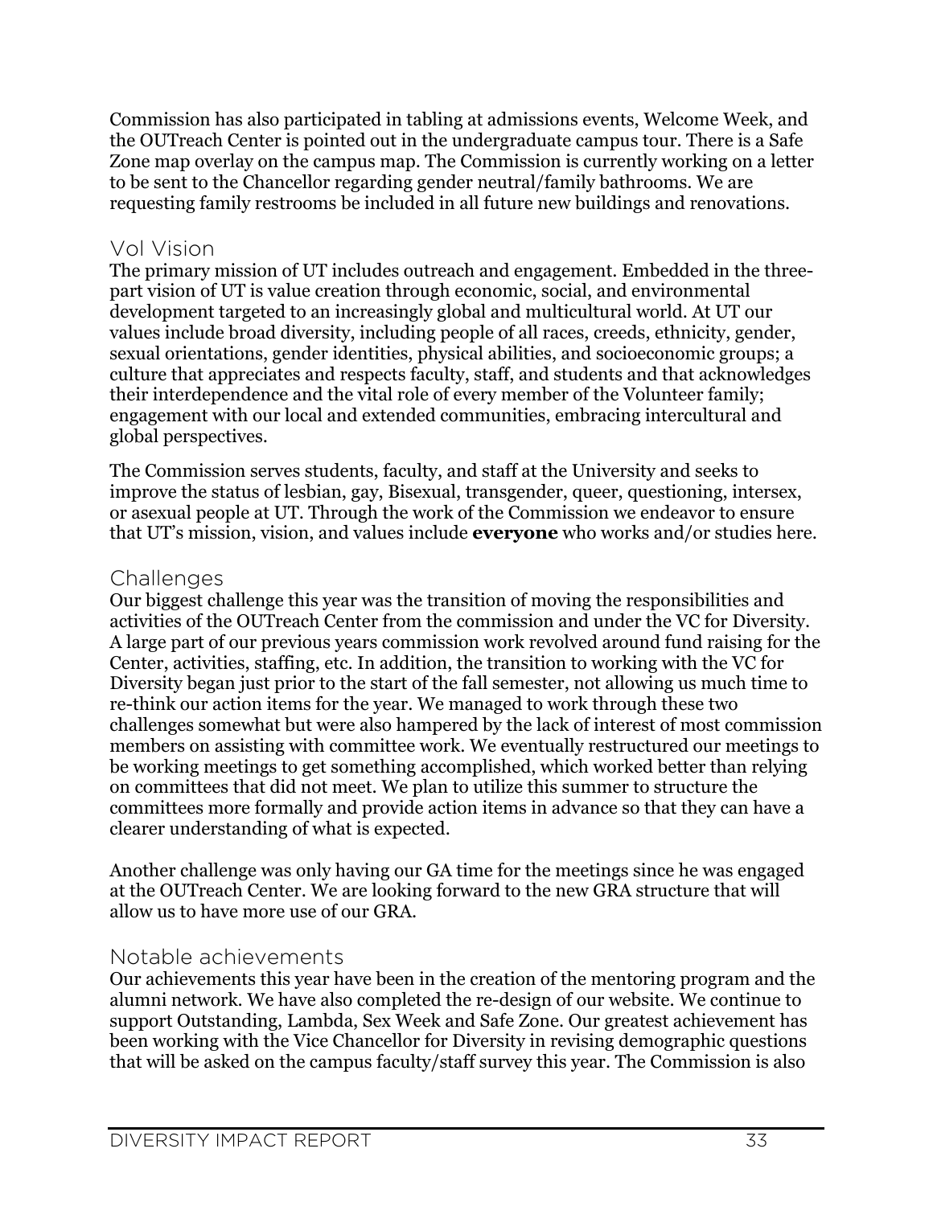Commission has also participated in tabling at admissions events, Welcome Week, and the OUTreach Center is pointed out in the undergraduate campus tour. There is a Safe Zone map overlay on the campus map. The Commission is currently working on a letter to be sent to the Chancellor regarding gender neutral/family bathrooms. We are requesting family restrooms be included in all future new buildings and renovations.

## Vol Vision

The primary mission of UT includes outreach and engagement. Embedded in the three-part vision of UT is value creation through economic, social, and environmental development targeted to an increasingly global and multicultural world. At UT our values include broad diversity, including people of all races, creeds, ethnicity, gender, sexual orientations, gender identities, physical abilities, and socioeconomic groups; a culture that appreciates and respects faculty, staff, and students and that acknowledges their interdependence and the vital role of every member of the Volunteer family; engagement with our local and extended communities, embracing intercultural and global perspectives.

The Commission serves students, faculty, and staff at the University and seeks to improve the status of lesbian, gay, Bisexual, transgender, queer, questioning, intersex, or asexual people at UT. Through the work of the Commission we endeavor to ensure that UT's mission, vision, and values include **everyone** who works and/or studies here.

## Challenges

Our biggest challenge this year was the transition of moving the responsibilities and activities of the OUTreach Center from the commission and under the VC for Diversity. A large part of our previous years commission work revolved around fund raising for the Center, activities, staffing, etc. In addition, the transition to working with the VC for Diversity began just prior to the start of the fall semester, not allowing us much time to re-think our action items for the year. We managed to work through these two challenges somewhat but were also hampered by the lack of interest of most commission members on assisting with committee work. We eventually restructured our meetings to be working meetings to get something accomplished, which worked better than relying on committees that did not meet. We plan to utilize this summer to structure the committees more formally and provide action items in advance so that they can have a clearer understanding of what is expected.

Another challenge was only having our GA time for the meetings since he was engaged at the OUTreach Center. We are looking forward to the new GRA structure that will allow us to have more use of our GRA.

## Notable achievements

Our achievements this year have been in the creation of the mentoring program and the alumni network. We have also completed the re-design of our website. We continue to support Outstanding, Lambda, Sex Week and Safe Zone. Our greatest achievement has been working with the Vice Chancellor for Diversity in revising demographic questions that will be asked on the campus faculty/staff survey this year. The Commission is also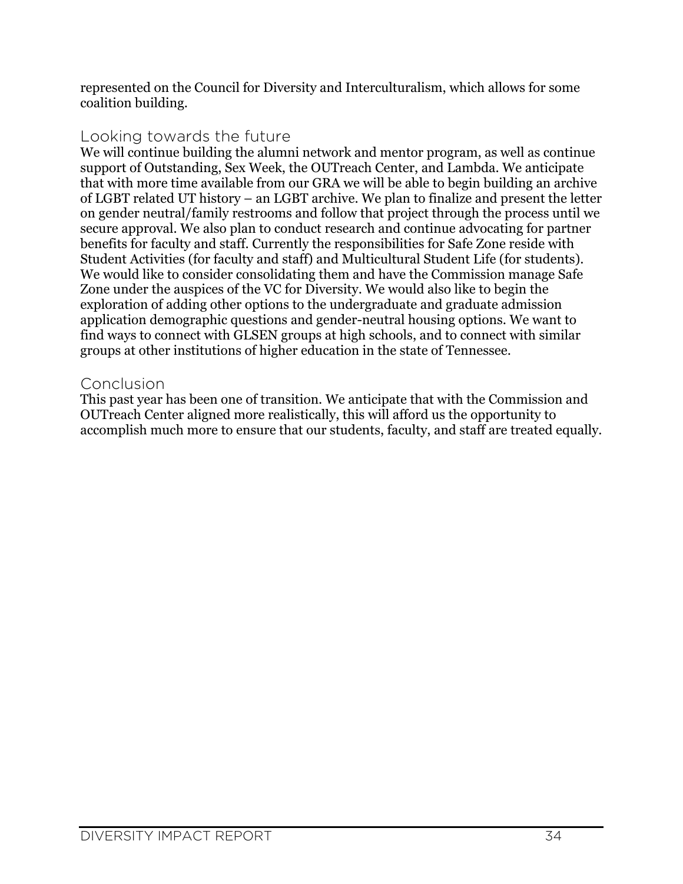represented on the Council for Diversity and Interculturalism, which allows for some coalition building.

## Looking towards the future

We will continue building the alumni network and mentor program, as well as continue support of Outstanding, Sex Week, the OUTreach Center, and Lambda. We anticipate that with more time available from our GRA we will be able to begin building an archive of LGBT related UT history – an LGBT archive. We plan to finalize and present the letter on gender neutral/family restrooms and follow that project through the process until we secure approval. We also plan to conduct research and continue advocating for partner benefits for faculty and staff. Currently the responsibilities for Safe Zone reside with Student Activities (for faculty and staff) and Multicultural Student Life (for students). We would like to consider consolidating them and have the Commission manage Safe Zone under the auspices of the VC for Diversity. We would also like to begin the exploration of adding other options to the undergraduate and graduate admission application demographic questions and gender-neutral housing options. We want to find ways to connect with GLSEN groups at high schools, and to connect with similar groups at other institutions of higher education in the state of Tennessee.

## Conclusion

This past year has been one of transition. We anticipate that with the Commission and OUTreach Center aligned more realistically, this will afford us the opportunity to accomplish much more to ensure that our students, faculty, and staff are treated equally.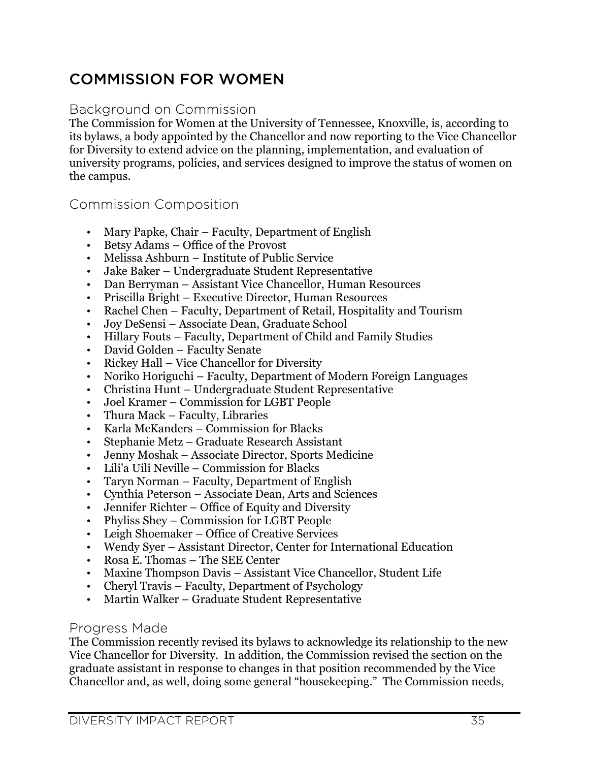# COMMISSION FOR WOMEN

## Background on Commission

The Commission for Women at the University of Tennessee, Knoxville, is, according to its bylaws, a body appointed by the Chancellor and now reporting to the Vice Chancellor for Diversity to extend advice on the planning, implementation, and evaluation of university programs, policies, and services designed to improve the status of women on the campus.

## Commission Composition

- Mary Papke, Chair – Faculty, Department of English
- Betsy Adams – Office of the Provost
- Melissa Ashburn – Institute of Public Service
- Jake Baker – Undergraduate Student Representative
- Dan Berryman – Assistant Vice Chancellor, Human Resources
- Priscilla Bright – Executive Director, Human Resources
- Rachel Chen – Faculty, Department of Retail, Hospitality and Tourism
- Joy DeSensi – Associate Dean, Graduate School
- Hillary Fouts – Faculty, Department of Child and Family Studies
- David Golden – Faculty Senate
- Rickey Hall – Vice Chancellor for Diversity
- Noriko Horiguchi – Faculty, Department of Modern Foreign Languages
- Christina Hunt – Undergraduate Student Representative
- Joel Kramer – Commission for LGBT People
- Thura Mack – Faculty, Libraries
- Karla McKanders – Commission for Blacks
- Stephanie Metz – Graduate Research Assistant
- Jenny Moshak – Associate Director, Sports Medicine
- Lili'a Uili Neville – Commission for Blacks
- Taryn Norman – Faculty, Department of English
- Cynthia Peterson – Associate Dean, Arts and Sciences
- Jennifer Richter – Office of Equity and Diversity
- Phyliss Shey – Commission for LGBT People
- Leigh Shoemaker – Office of Creative Services
- Wendy Syer – Assistant Director, Center for International Education
- Rosa E. Thomas – The SEE Center
- Maxine Thompson Davis – Assistant Vice Chancellor, Student Life
- Cheryl Travis – Faculty, Department of Psychology
- Martin Walker – Graduate Student Representative

## Progress Made

The Commission recently revised its bylaws to acknowledge its relationship to the new Vice Chancellor for Diversity. In addition, the Commission revised the section on the graduate assistant in response to changes in that position recommended by the Vice Chancellor and, as well, doing some general "housekeeping." The Commission needs,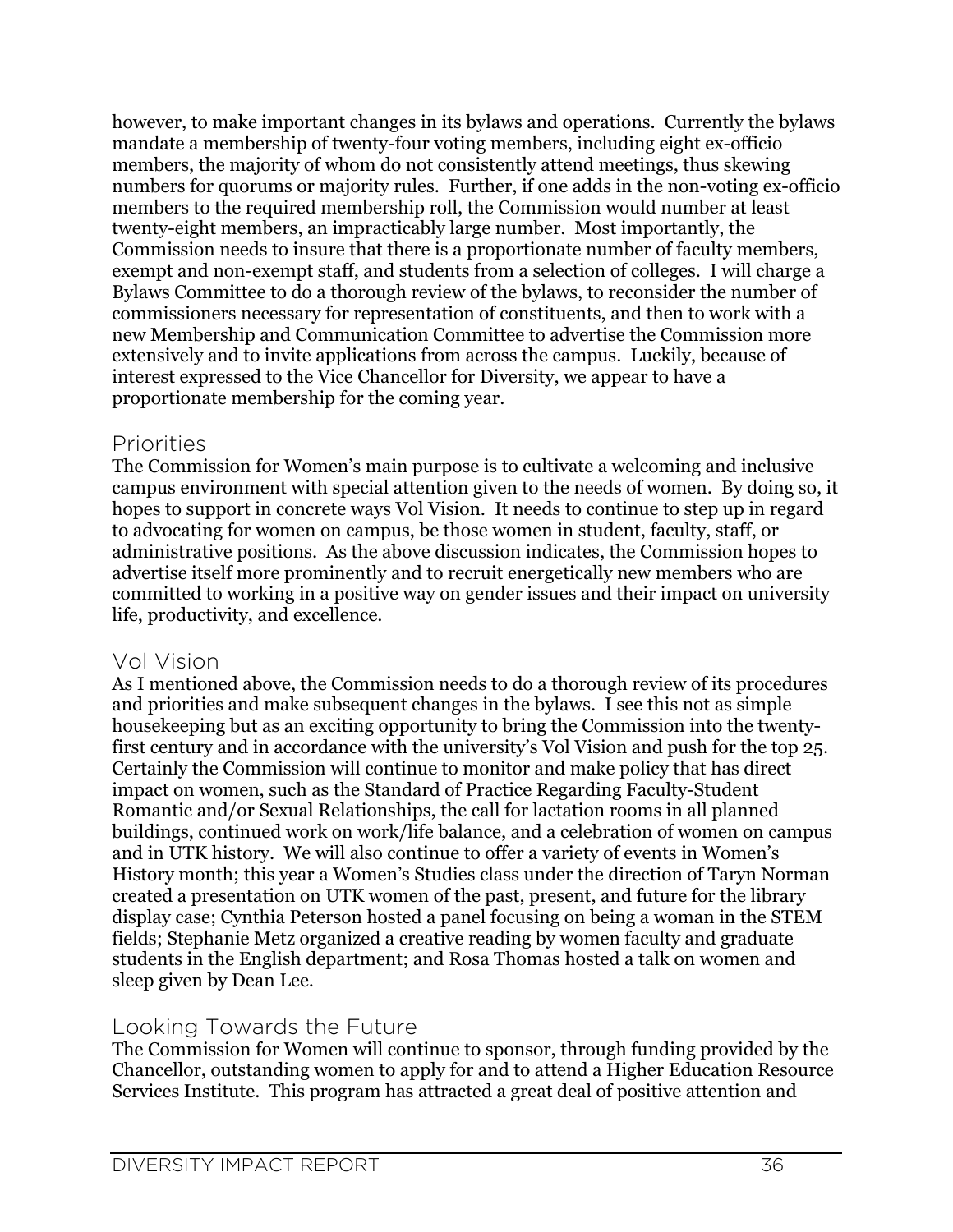however, to make important changes in its bylaws and operations. Currently the bylaws mandate a membership of twenty-four voting members, including eight ex-officio members, the majority of whom do not consistently attend meetings, thus skewing numbers for quorums or majority rules. Further, if one adds in the non-voting ex-officio members to the required membership roll, the Commission would number at least twenty-eight members, an impracticably large number. Most importantly, the Commission needs to insure that there is a proportionate number of faculty members, exempt and non-exempt staff, and students from a selection of colleges. I will charge a Bylaws Committee to do a thorough review of the bylaws, to reconsider the number of commissioners necessary for representation of constituents, and then to work with a new Membership and Communication Committee to advertise the Commission more extensively and to invite applications from across the campus. Luckily, because of interest expressed to the Vice Chancellor for Diversity, we appear to have a proportionate membership for the coming year.

## Priorities

The Commission for Women's main purpose is to cultivate a welcoming and inclusive campus environment with special attention given to the needs of women. By doing so, it hopes to support in concrete ways Vol Vision. It needs to continue to step up in regard to advocating for women on campus, be those women in student, faculty, staff, or administrative positions. As the above discussion indicates, the Commission hopes to advertise itself more prominently and to recruit energetically new members who are committed to working in a positive way on gender issues and their impact on university life, productivity, and excellence.

## Vol Vision

As I mentioned above, the Commission needs to do a thorough review of its procedures and priorities and make subsequent changes in the bylaws. I see this not as simple housekeeping but as an exciting opportunity to bring the Commission into the twenty-first century and in accordance with the university's Vol Vision and push for the top 25. Certainly the Commission will continue to monitor and make policy that has direct impact on women, such as the Standard of Practice Regarding Faculty-Student Romantic and/or Sexual Relationships, the call for lactation rooms in all planned buildings, continued work on work/life balance, and a celebration of women on campus and in UTK history. We will also continue to offer a variety of events in Women's History month; this year a Women's Studies class under the direction of Taryn Norman created a presentation on UTK women of the past, present, and future for the library display case; Cynthia Peterson hosted a panel focusing on being a woman in the STEM fields; Stephanie Metz organized a creative reading by women faculty and graduate students in the English department; and Rosa Thomas hosted a talk on women and sleep given by Dean Lee.

## Looking Towards the Future

The Commission for Women will continue to sponsor, through funding provided by the Chancellor, outstanding women to apply for and to attend a Higher Education Resource Services Institute. This program has attracted a great deal of positive attention and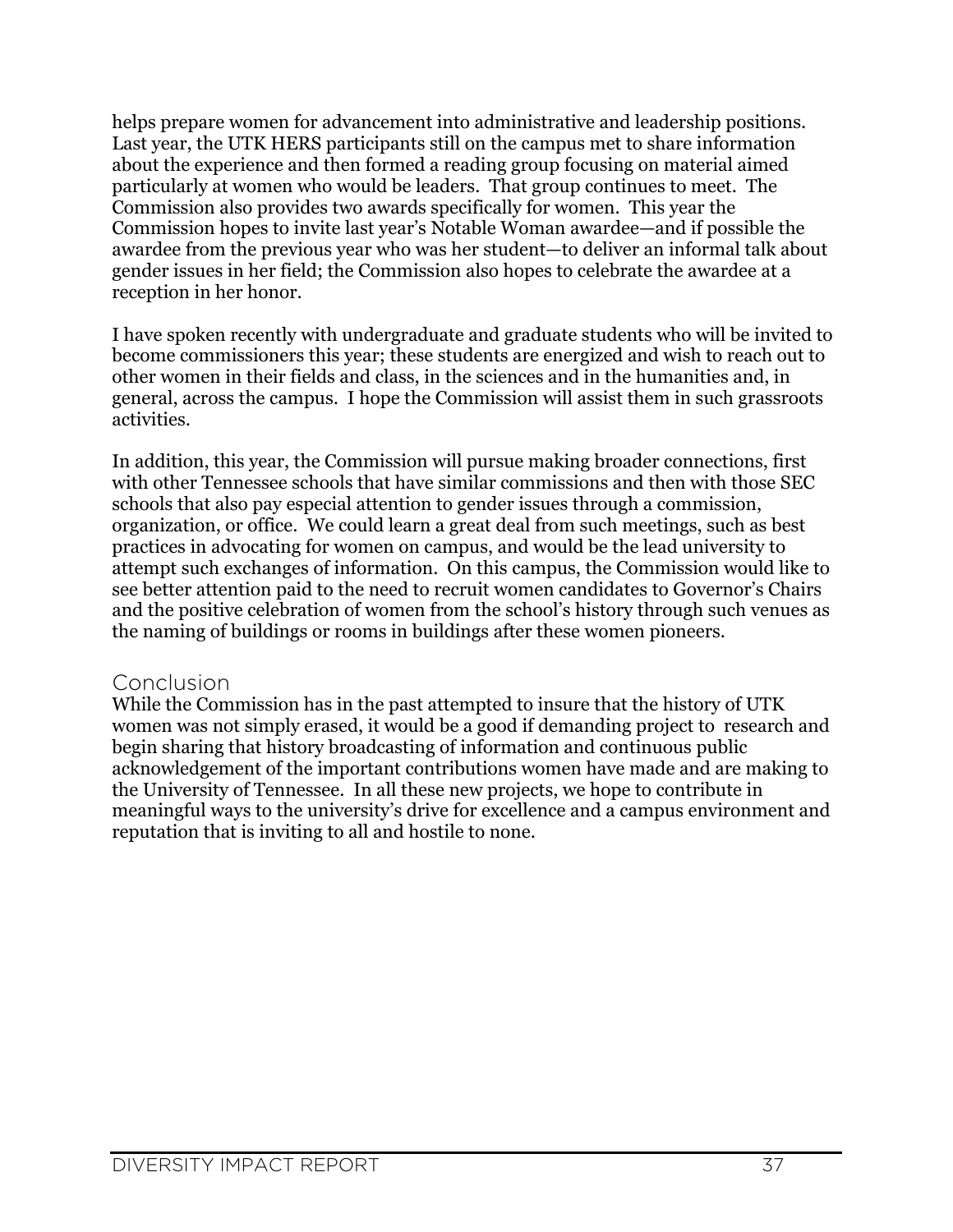helps prepare women for advancement into administrative and leadership positions. Last year, the UTK HERS participants still on the campus met to share information about the experience and then formed a reading group focusing on material aimed particularly at women who would be leaders. That group continues to meet. The Commission also provides two awards specifically for women. This year the Commission hopes to invite last year's Notable Woman awardee—and if possible the awardee from the previous year who was her student—to deliver an informal talk about gender issues in her field; the Commission also hopes to celebrate the awardee at a reception in her honor.

I have spoken recently with undergraduate and graduate students who will be invited to become commissioners this year; these students are energized and wish to reach out to other women in their fields and class, in the sciences and in the humanities and, in general, across the campus. I hope the Commission will assist them in such grassroots activities.

In addition, this year, the Commission will pursue making broader connections, first with other Tennessee schools that have similar commissions and then with those SEC schools that also pay especial attention to gender issues through a commission, organization, or office. We could learn a great deal from such meetings, such as best practices in advocating for women on campus, and would be the lead university to attempt such exchanges of information. On this campus, the Commission would like to see better attention paid to the need to recruit women candidates to Governor's Chairs and the positive celebration of women from the school's history through such venues as the naming of buildings or rooms in buildings after these women pioneers.

## Conclusion

While the Commission has in the past attempted to insure that the history of UTK women was not simply erased, it would be a good if demanding project to research and begin sharing that history broadcasting of information and continuous public acknowledgement of the important contributions women have made and are making to the University of Tennessee. In all these new projects, we hope to contribute in meaningful ways to the university's drive for excellence and a campus environment and reputation that is inviting to all and hostile to none.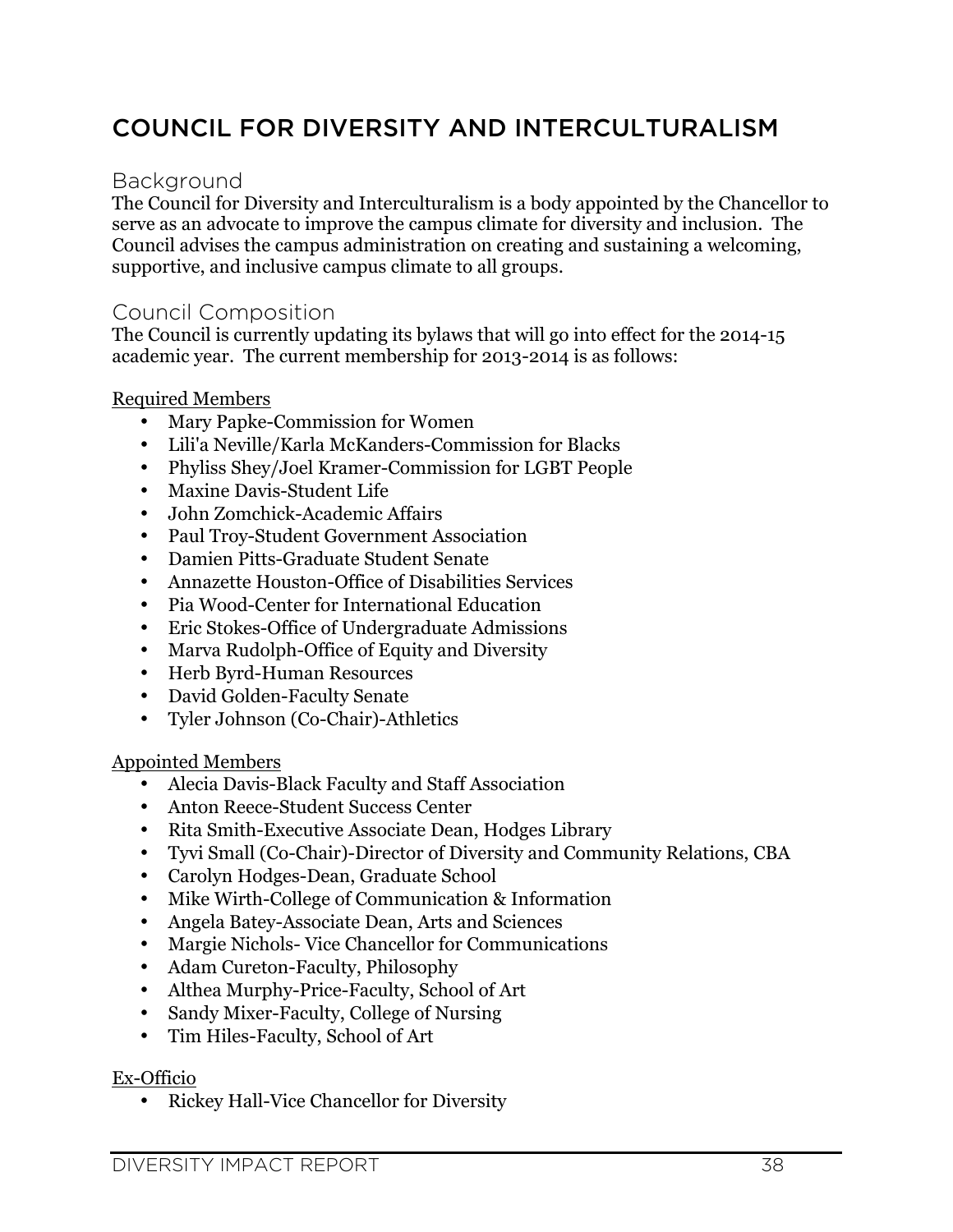# COUNCIL FOR DIVERSITY AND INTERCULTURALISM

## Background

The Council for Diversity and Interculturalism is a body appointed by the Chancellor to serve as an advocate to improve the campus climate for diversity and inclusion. The Council advises the campus administration on creating and sustaining a welcoming, supportive, and inclusive campus climate to all groups.

## Council Composition

The Council is currently updating its bylaws that will go into effect for the 2014-15 academic year. The current membership for 2013-2014 is as follows:

Required Members

- Mary Papke-Commission for Women
- Lili'a Neville/Karla McKanders-Commission for Blacks
- Phyliss Shey/Joel Kramer-Commission for LGBT People
- Maxine Davis-Student Life
- John Zomchick-Academic Affairs
- Paul Troy-Student Government Association
- Damien Pitts-Graduate Student Senate
- Annazette Houston-Office of Disabilities Services
- Pia Wood-Center for International Education
- Eric Stokes-Office of Undergraduate Admissions
- Marva Rudolph-Office of Equity and Diversity
- Herb Byrd-Human Resources
- David Golden-Faculty Senate
- Tyler Johnson (Co-Chair)-Athletics

Appointed Members

- Alecia Davis-Black Faculty and Staff Association
- Anton Reece-Student Success Center
- Rita Smith-Executive Associate Dean, Hodges Library
- Tyvi Small (Co-Chair)-Director of Diversity and Community Relations, CBA
- Carolyn Hodges-Dean, Graduate School
- Mike Wirth-College of Communication & Information
- Angela Batey-Associate Dean, Arts and Sciences
- Margie Nichols- Vice Chancellor for Communications
- Adam Cureton-Faculty, Philosophy
- Althea Murphy-Price-Faculty, School of Art
- Sandy Mixer-Faculty, College of Nursing
- Tim Hiles-Faculty, School of Art

Ex-Officio

- Rickey Hall-Vice Chancellor for Diversity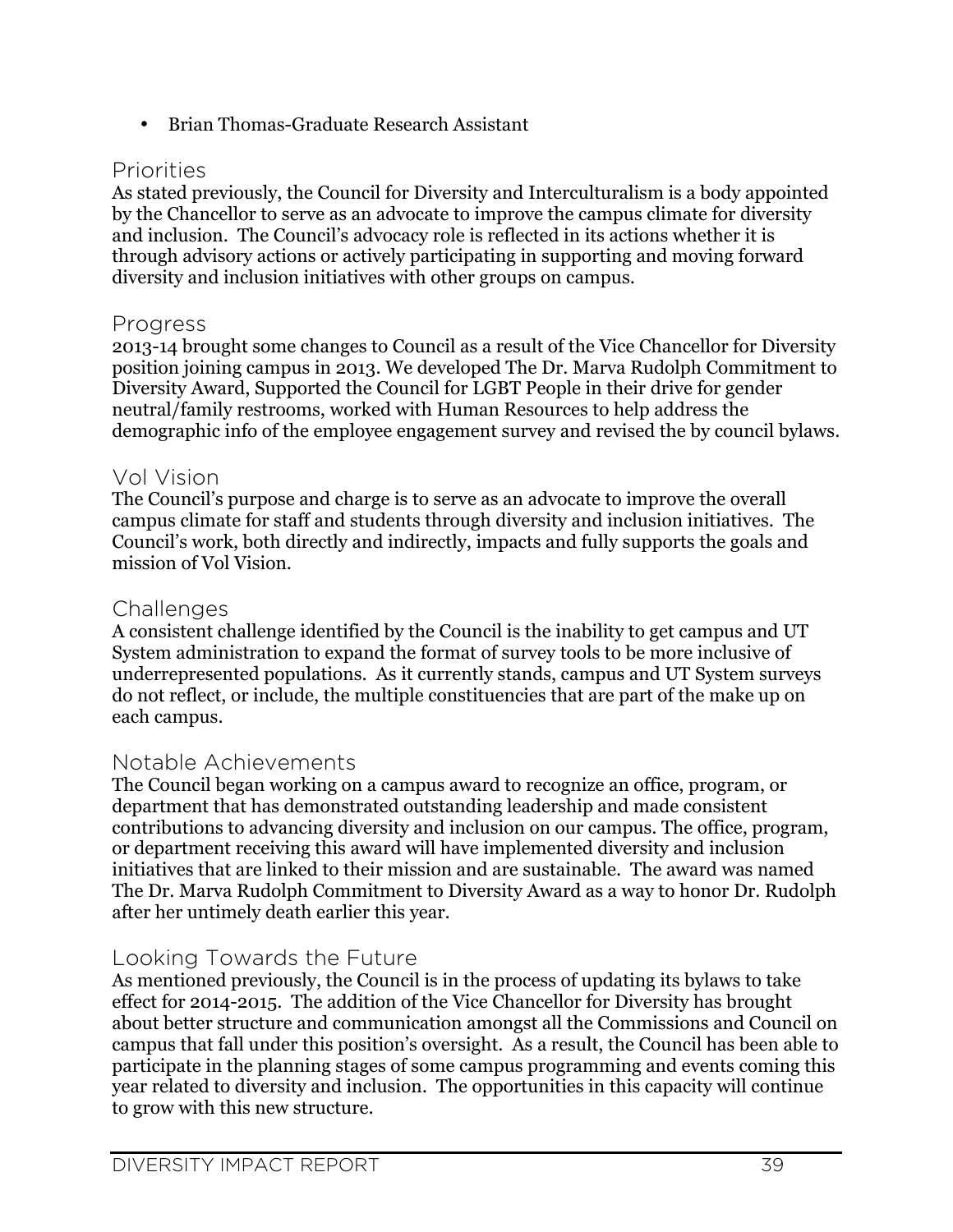- Brian Thomas-Graduate Research Assistant

## Priorities

As stated previously, the Council for Diversity and Interculturalism is a body appointed by the Chancellor to serve as an advocate to improve the campus climate for diversity and inclusion. The Council's advocacy role is reflected in its actions whether it is through advisory actions or actively participating in supporting and moving forward diversity and inclusion initiatives with other groups on campus.

## Progress

2013-14 brought some changes to Council as a result of the Vice Chancellor for Diversity position joining campus in 2013. We developed The Dr. Marva Rudolph Commitment to Diversity Award, Supported the Council for LGBT People in their drive for gender neutral/family restrooms, worked with Human Resources to help address the demographic info of the employee engagement survey and revised the by council bylaws.

## Vol Vision

The Council's purpose and charge is to serve as an advocate to improve the overall campus climate for staff and students through diversity and inclusion initiatives. The Council's work, both directly and indirectly, impacts and fully supports the goals and mission of Vol Vision.

## Challenges

A consistent challenge identified by the Council is the inability to get campus and UT System administration to expand the format of survey tools to be more inclusive of underrepresented populations. As it currently stands, campus and UT System surveys do not reflect, or include, the multiple constituencies that are part of the make up on each campus.

## Notable Achievements

The Council began working on a campus award to recognize an office, program, or department that has demonstrated outstanding leadership and made consistent contributions to advancing diversity and inclusion on our campus. The office, program, or department receiving this award will have implemented diversity and inclusion initiatives that are linked to their mission and are sustainable. The award was named The Dr. Marva Rudolph Commitment to Diversity Award as a way to honor Dr. Rudolph after her untimely death earlier this year.

## Looking Towards the Future

As mentioned previously, the Council is in the process of updating its bylaws to take effect for 2014-2015. The addition of the Vice Chancellor for Diversity has brought about better structure and communication amongst all the Commissions and Council on campus that fall under this position's oversight. As a result, the Council has been able to participate in the planning stages of some campus programming and events coming this year related to diversity and inclusion. The opportunities in this capacity will continue to grow with this new structure.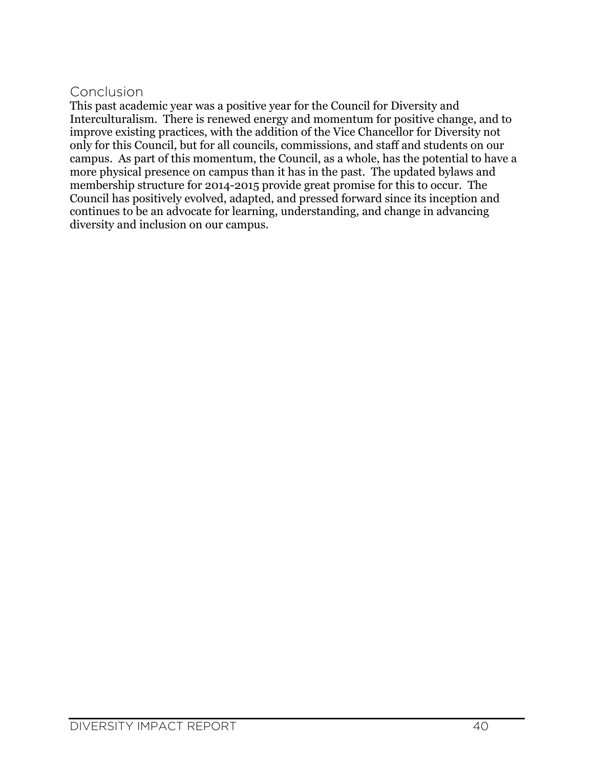## Conclusion

This past academic year was a positive year for the Council for Diversity and Interculturalism. There is renewed energy and momentum for positive change, and to improve existing practices, with the addition of the Vice Chancellor for Diversity not only for this Council, but for all councils, commissions, and staff and students on our campus. As part of this momentum, the Council, as a whole, has the potential to have a more physical presence on campus than it has in the past. The updated bylaws and membership structure for 2014-2015 provide great promise for this to occur. The Council has positively evolved, adapted, and pressed forward since its inception and continues to be an advocate for learning, understanding, and change in advancing diversity and inclusion on our campus.